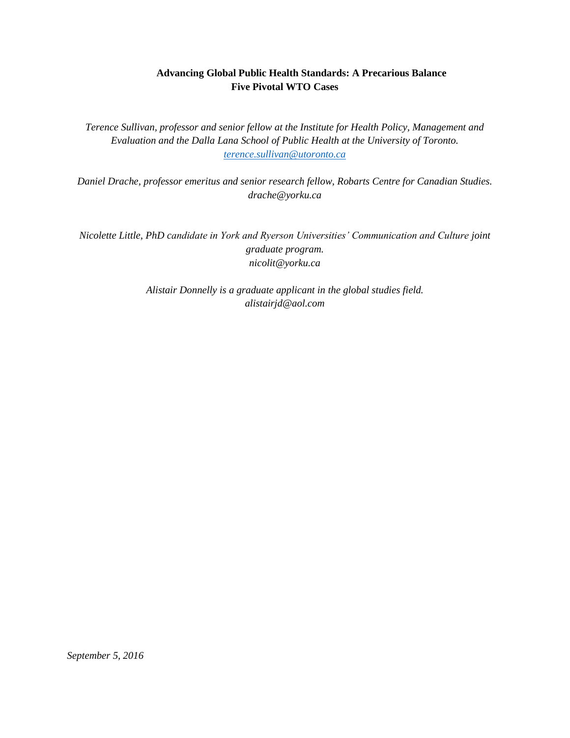# Advancing Global Public Health Standards: A Precarious Balance
## Five Pivotal WTO Cases

*Terence Sullivan, professor and senior fellow at the Institute for Health Policy, Management and Evaluation and the Dalla Lana School of Public Health at the University of Toronto.*
*terence.sullivan@utoronto.ca*

*Daniel Drache, professor emeritus and senior research fellow, Robarts Centre for Canadian Studies.*
*drache@yorku.ca*

*Nicolette Little, PhD candidate in York and Ryerson Universities' Communication and Culture joint graduate program.*
*nicolit@yorku.ca*

*Alistair Donnelly is a graduate applicant in the global studies field.*
*alistairjd@aol.com*

*September 5, 2016*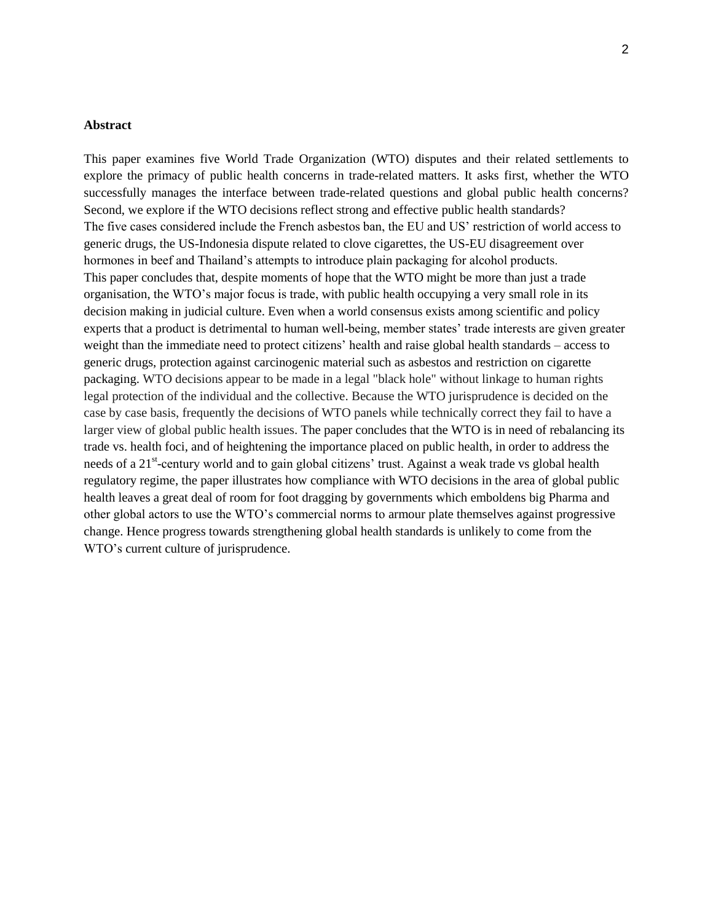**Abstract**

This paper examines five World Trade Organization (WTO) disputes and their related settlements to explore the primacy of public health concerns in trade-related matters. It asks first, whether the WTO successfully manages the interface between trade-related questions and global public health concerns? Second, we explore if the WTO decisions reflect strong and effective public health standards?
The five cases considered include the French asbestos ban, the EU and US' restriction of world access to generic drugs, the US-Indonesia dispute related to clove cigarettes, the US-EU disagreement over hormones in beef and Thailand's attempts to introduce plain packaging for alcohol products.
This paper concludes that, despite moments of hope that the WTO might be more than just a trade organisation, the WTO's major focus is trade, with public health occupying a very small role in its decision making in judicial culture. Even when a world consensus exists among scientific and policy experts that a product is detrimental to human well-being, member states' trade interests are given greater weight than the immediate need to protect citizens' health and raise global health standards – access to generic drugs, protection against carcinogenic material such as asbestos and restriction on cigarette packaging. WTO decisions appear to be made in a legal "black hole" without linkage to human rights legal protection of the individual and the collective. Because the WTO jurisprudence is decided on the case by case basis, frequently the decisions of WTO panels while technically correct they fail to have a larger view of global public health issues. The paper concludes that the WTO is in need of rebalancing its trade vs. health foci, and of heightening the importance placed on public health, in order to address the needs of a 21st-century world and to gain global citizens' trust. Against a weak trade vs global health regulatory regime, the paper illustrates how compliance with WTO decisions in the area of global public health leaves a great deal of room for foot dragging by governments which emboldens big Pharma and other global actors to use the WTO's commercial norms to armour plate themselves against progressive change. Hence progress towards strengthening global health standards is unlikely to come from the WTO's current culture of jurisprudence.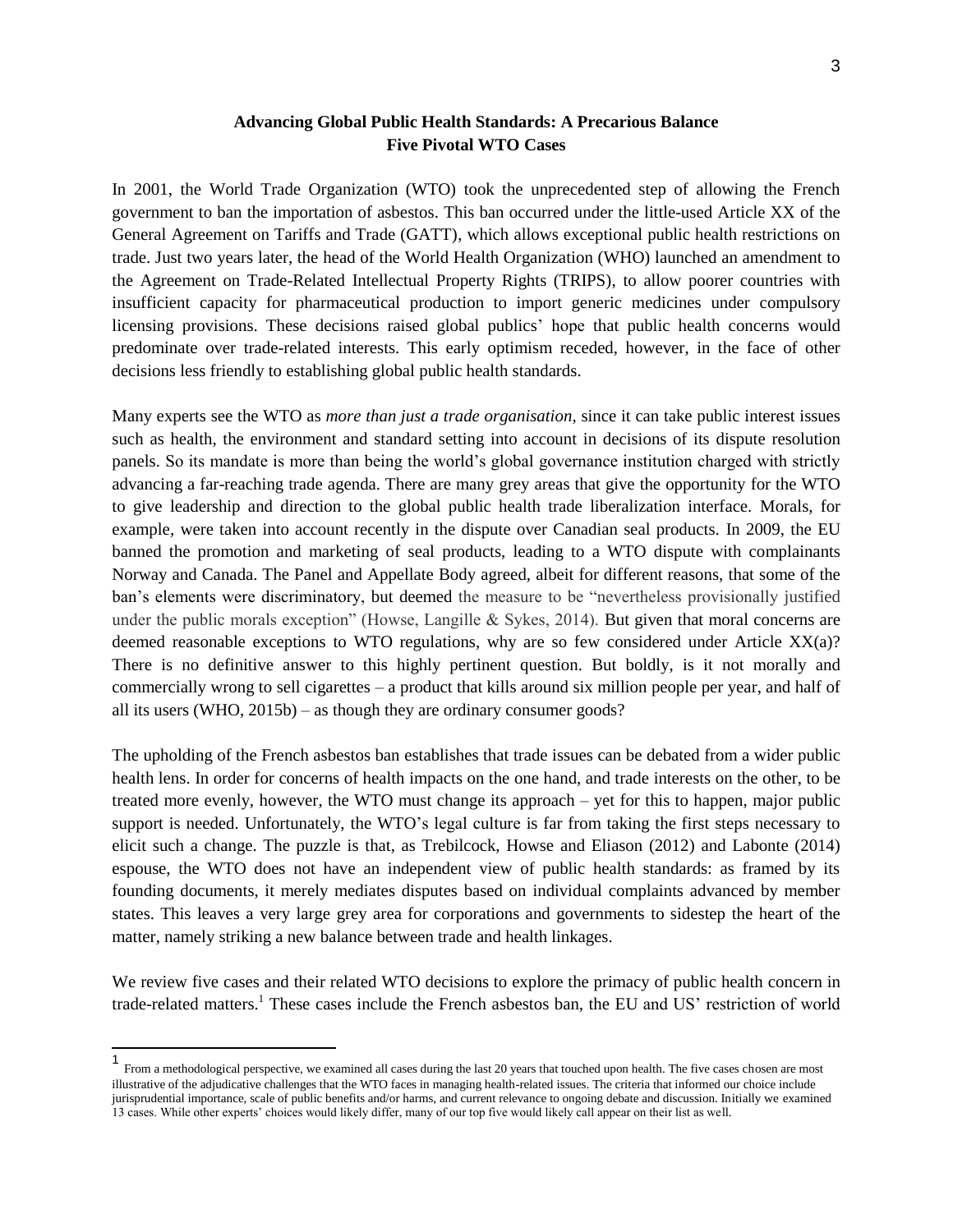**Advancing Global Public Health Standards: A Precarious Balance**
**Five Pivotal WTO Cases**

In 2001, the World Trade Organization (WTO) took the unprecedented step of allowing the French government to ban the importation of asbestos. This ban occurred under the little-used Article XX of the General Agreement on Tariffs and Trade (GATT), which allows exceptional public health restrictions on trade. Just two years later, the head of the World Health Organization (WHO) launched an amendment to the Agreement on Trade-Related Intellectual Property Rights (TRIPS), to allow poorer countries with insufficient capacity for pharmaceutical production to import generic medicines under compulsory licensing provisions. These decisions raised global publics' hope that public health concerns would predominate over trade-related interests. This early optimism receded, however, in the face of other decisions less friendly to establishing global public health standards.

Many experts see the WTO as *more than just a trade organisation*, since it can take public interest issues such as health, the environment and standard setting into account in decisions of its dispute resolution panels. So its mandate is more than being the world's global governance institution charged with strictly advancing a far-reaching trade agenda. There are many grey areas that give the opportunity for the WTO to give leadership and direction to the global public health trade liberalization interface. Morals, for example, were taken into account recently in the dispute over Canadian seal products. In 2009, the EU banned the promotion and marketing of seal products, leading to a WTO dispute with complainants Norway and Canada. The Panel and Appellate Body agreed, albeit for different reasons, that some of the ban's elements were discriminatory, but deemed the measure to be "nevertheless provisionally justified under the public morals exception" (Howse, Langille & Sykes, 2014). But given that moral concerns are deemed reasonable exceptions to WTO regulations, why are so few considered under Article XX(a)? There is no definitive answer to this highly pertinent question. But boldly, is it not morally and commercially wrong to sell cigarettes – a product that kills around six million people per year, and half of all its users (WHO, 2015b) – as though they are ordinary consumer goods?

The upholding of the French asbestos ban establishes that trade issues can be debated from a wider public health lens. In order for concerns of health impacts on the one hand, and trade interests on the other, to be treated more evenly, however, the WTO must change its approach – yet for this to happen, major public support is needed. Unfortunately, the WTO's legal culture is far from taking the first steps necessary to elicit such a change. The puzzle is that, as Trebilcock, Howse and Eliason (2012) and Labonte (2014) espouse, the WTO does not have an independent view of public health standards: as framed by its founding documents, it merely mediates disputes based on individual complaints advanced by member states. This leaves a very large grey area for corporations and governments to sidestep the heart of the matter, namely striking a new balance between trade and health linkages.

We review five cases and their related WTO decisions to explore the primacy of public health concern in trade-related matters.[1] These cases include the French asbestos ban, the EU and US' restriction of world

---

[1] From a methodological perspective, we examined all cases during the last 20 years that touched upon health. The five cases chosen are most illustrative of the adjudicative challenges that the WTO faces in managing health-related issues. The criteria that informed our choice include jurisprudential importance, scale of public benefits and/or harms, and current relevance to ongoing debate and discussion. Initially we examined 13 cases. While other experts' choices would likely differ, many of our top five would likely call appear on their list as well.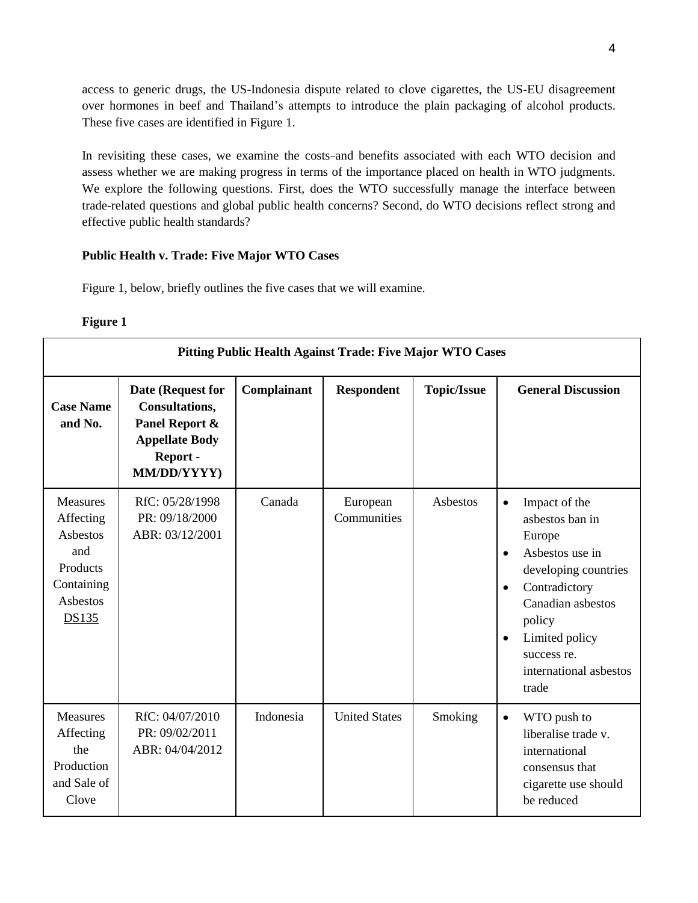access to generic drugs, the US-Indonesia dispute related to clove cigarettes, the US-EU disagreement over hormones in beef and Thailand's attempts to introduce the plain packaging of alcohol products. These five cases are identified in Figure 1.

In revisiting these cases, we examine the costs and benefits associated with each WTO decision and assess whether we are making progress in terms of the importance placed on health in WTO judgments. We explore the following questions. First, does the WTO successfully manage the interface between trade-related questions and global public health concerns? Second, do WTO decisions reflect strong and effective public health standards?

**Public Health v. Trade: Five Major WTO Cases**

Figure 1, below, briefly outlines the five cases that we will examine.

**Figure 1**

| Pitting Public Health Against Trade: Five Major WTO Cases | | | | | |
|---|---|---|---|---|---|
| **Case Name and No.** | **Date (Request for Consultations, Panel Report & Appellate Body Report - MM/DD/YYYY)** | **Complainant** | **Respondent** | **Topic/Issue** | **General Discussion** |
| Measures Affecting Asbestos and Products Containing Asbestos DS135 | RfC: 05/28/1998<br>PR: 09/18/2000<br>ABR: 03/12/2001 | Canada | European Communities | Asbestos | • Impact of the asbestos ban in Europe<br>• Asbestos use in developing countries<br>• Contradictory Canadian asbestos policy<br>• Limited policy success re. international asbestos trade |
| Measures Affecting the Production and Sale of Clove | RfC: 04/07/2010<br>PR: 09/02/2011<br>ABR: 04/04/2012 | Indonesia | United States | Smoking | • WTO push to liberalise trade v. international consensus that cigarette use should be reduced |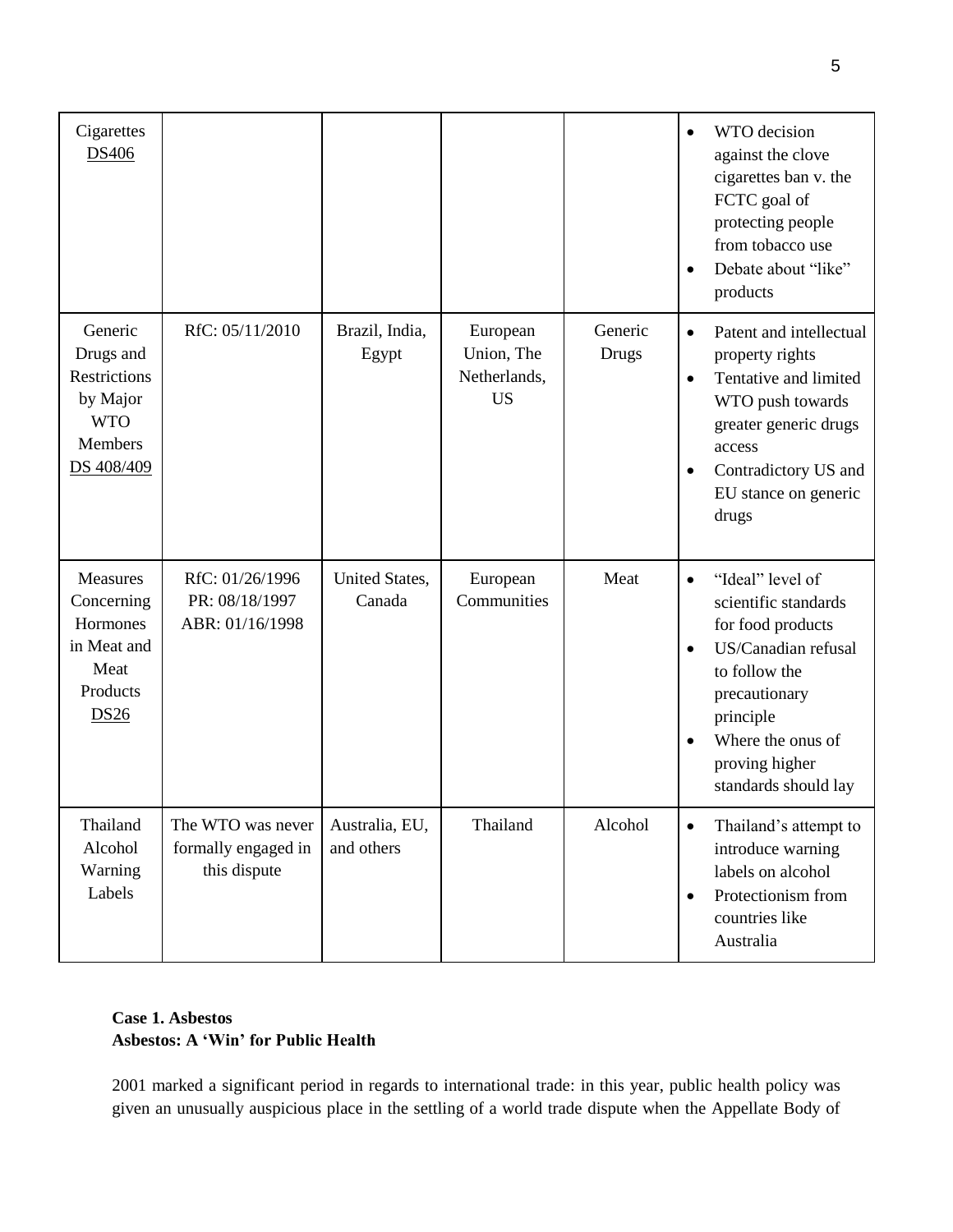| | | | | | |
|---|---|---|---|---|---|
| Cigarettes DS406 | | | | | • WTO decision against the clove cigarettes ban v. the FCTC goal of protecting people from tobacco use<br>• Debate about "like" products |
| Generic Drugs and Restrictions by Major WTO Members DS 408/409 | RfC: 05/11/2010 | Brazil, India, Egypt | European Union, The Netherlands, US | Generic Drugs | • Patent and intellectual property rights<br>• Tentative and limited WTO push towards greater generic drugs access<br>• Contradictory US and EU stance on generic drugs |
| Measures Concerning Hormones in Meat and Meat Products DS26 | RfC: 01/26/1996<br>PR: 08/18/1997<br>ABR: 01/16/1998 | United States, Canada | European Communities | Meat | • "Ideal" level of scientific standards for food products<br>• US/Canadian refusal to follow the precautionary principle<br>• Where the onus of proving higher standards should lay |
| Thailand Alcohol Warning Labels | The WTO was never formally engaged in this dispute | Australia, EU, and others | Thailand | Alcohol | • Thailand's attempt to introduce warning labels on alcohol<br>• Protectionism from countries like Australia |

**Case 1. Asbestos**
**Asbestos: A 'Win' for Public Health**

2001 marked a significant period in regards to international trade: in this year, public health policy was given an unusually auspicious place in the settling of a world trade dispute when the Appellate Body of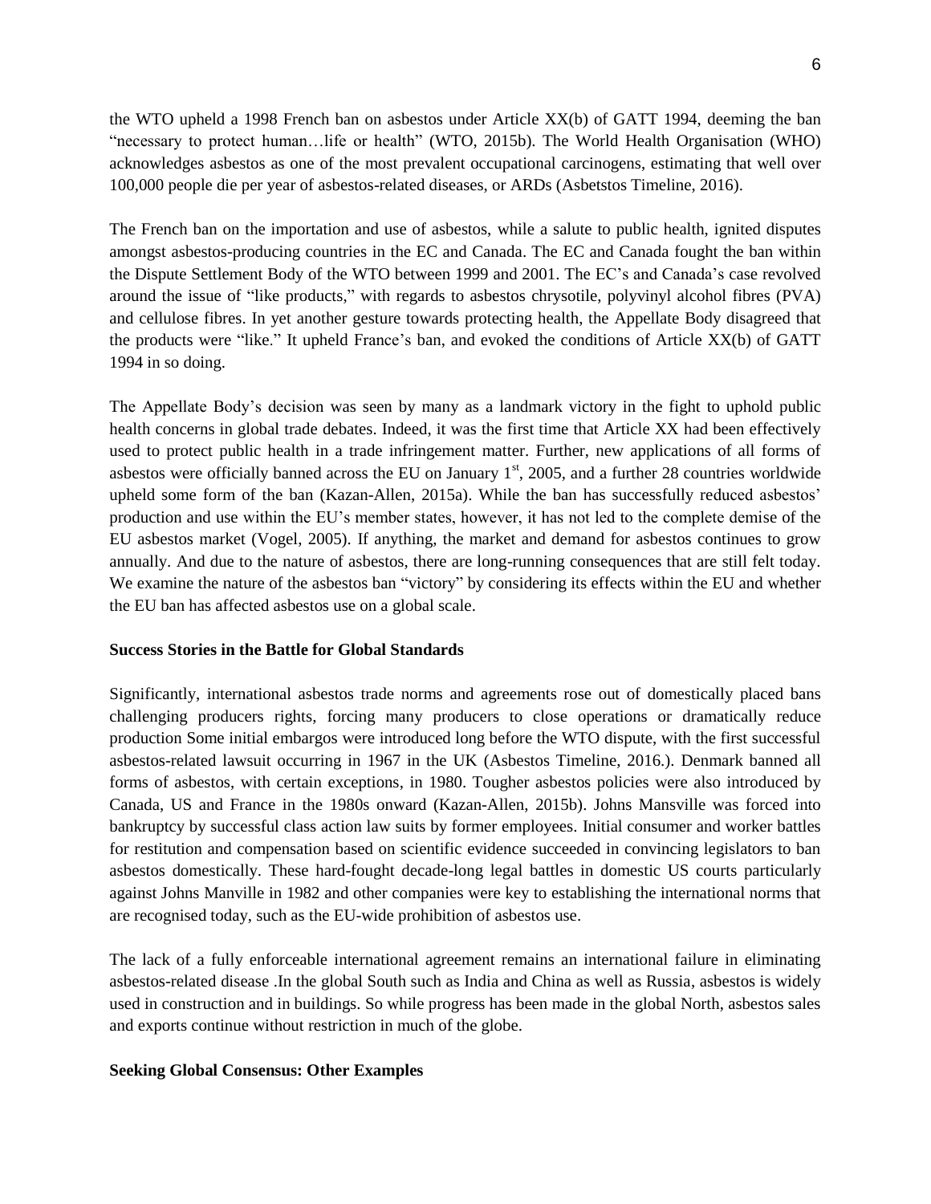the WTO upheld a 1998 French ban on asbestos under Article XX(b) of GATT 1994, deeming the ban "necessary to protect human…life or health" (WTO, 2015b). The World Health Organisation (WHO) acknowledges asbestos as one of the most prevalent occupational carcinogens, estimating that well over 100,000 people die per year of asbestos-related diseases, or ARDs (Asbetstos Timeline, 2016).

The French ban on the importation and use of asbestos, while a salute to public health, ignited disputes amongst asbestos-producing countries in the EC and Canada. The EC and Canada fought the ban within the Dispute Settlement Body of the WTO between 1999 and 2001. The EC's and Canada's case revolved around the issue of "like products," with regards to asbestos chrysotile, polyvinyl alcohol fibres (PVA) and cellulose fibres. In yet another gesture towards protecting health, the Appellate Body disagreed that the products were "like." It upheld France's ban, and evoked the conditions of Article XX(b) of GATT 1994 in so doing.

The Appellate Body's decision was seen by many as a landmark victory in the fight to uphold public health concerns in global trade debates. Indeed, it was the first time that Article XX had been effectively used to protect public health in a trade infringement matter. Further, new applications of all forms of asbestos were officially banned across the EU on January 1st, 2005, and a further 28 countries worldwide upheld some form of the ban (Kazan-Allen, 2015a). While the ban has successfully reduced asbestos' production and use within the EU's member states, however, it has not led to the complete demise of the EU asbestos market (Vogel, 2005). If anything, the market and demand for asbestos continues to grow annually. And due to the nature of asbestos, there are long-running consequences that are still felt today. We examine the nature of the asbestos ban "victory" by considering its effects within the EU and whether the EU ban has affected asbestos use on a global scale.

**Success Stories in the Battle for Global Standards**

Significantly, international asbestos trade norms and agreements rose out of domestically placed bans challenging producers rights, forcing many producers to close operations or dramatically reduce production Some initial embargos were introduced long before the WTO dispute, with the first successful asbestos-related lawsuit occurring in 1967 in the UK (Asbestos Timeline, 2016.). Denmark banned all forms of asbestos, with certain exceptions, in 1980. Tougher asbestos policies were also introduced by Canada, US and France in the 1980s onward (Kazan-Allen, 2015b). Johns Mansville was forced into bankruptcy by successful class action law suits by former employees. Initial consumer and worker battles for restitution and compensation based on scientific evidence succeeded in convincing legislators to ban asbestos domestically. These hard-fought decade-long legal battles in domestic US courts particularly against Johns Manville in 1982 and other companies were key to establishing the international norms that are recognised today, such as the EU-wide prohibition of asbestos use.

The lack of a fully enforceable international agreement remains an international failure in eliminating asbestos-related disease .In the global South such as India and China as well as Russia, asbestos is widely used in construction and in buildings. So while progress has been made in the global North, asbestos sales and exports continue without restriction in much of the globe.

**Seeking Global Consensus: Other Examples**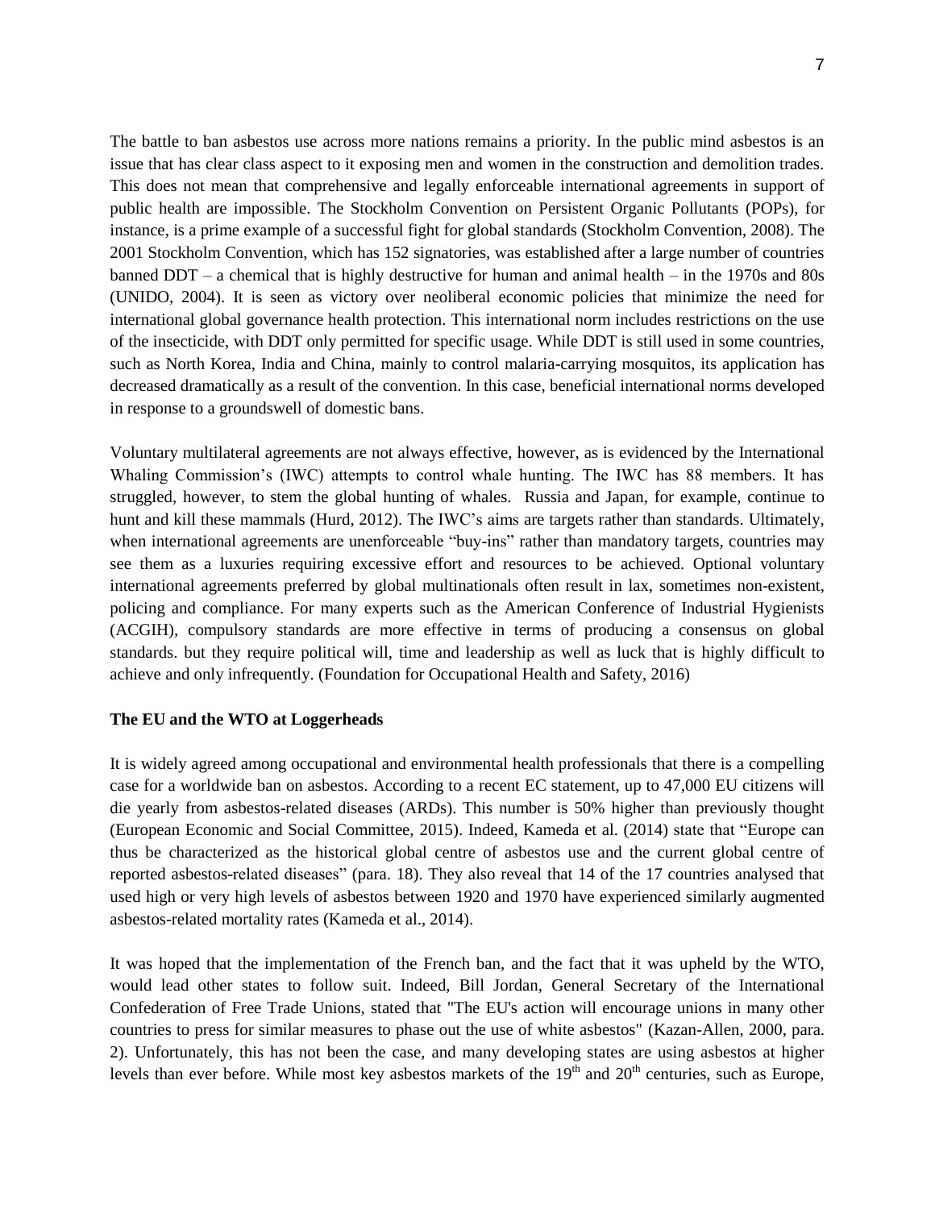The battle to ban asbestos use across more nations remains a priority. In the public mind asbestos is an issue that has clear class aspect to it exposing men and women in the construction and demolition trades. This does not mean that comprehensive and legally enforceable international agreements in support of public health are impossible. The Stockholm Convention on Persistent Organic Pollutants (POPs), for instance, is a prime example of a successful fight for global standards (Stockholm Convention, 2008). The 2001 Stockholm Convention, which has 152 signatories, was established after a large number of countries banned DDT – a chemical that is highly destructive for human and animal health – in the 1970s and 80s (UNIDO, 2004). It is seen as victory over neoliberal economic policies that minimize the need for international global governance health protection. This international norm includes restrictions on the use of the insecticide, with DDT only permitted for specific usage. While DDT is still used in some countries, such as North Korea, India and China, mainly to control malaria-carrying mosquitos, its application has decreased dramatically as a result of the convention. In this case, beneficial international norms developed in response to a groundswell of domestic bans.

Voluntary multilateral agreements are not always effective, however, as is evidenced by the International Whaling Commission's (IWC) attempts to control whale hunting. The IWC has 88 members. It has struggled, however, to stem the global hunting of whales. Russia and Japan, for example, continue to hunt and kill these mammals (Hurd, 2012). The IWC's aims are targets rather than standards. Ultimately, when international agreements are unenforceable "buy-ins" rather than mandatory targets, countries may see them as a luxuries requiring excessive effort and resources to be achieved. Optional voluntary international agreements preferred by global multinationals often result in lax, sometimes non-existent, policing and compliance. For many experts such as the American Conference of Industrial Hygienists (ACGIH), compulsory standards are more effective in terms of producing a consensus on global standards. but they require political will, time and leadership as well as luck that is highly difficult to achieve and only infrequently. (Foundation for Occupational Health and Safety, 2016)

**The EU and the WTO at Loggerheads**

It is widely agreed among occupational and environmental health professionals that there is a compelling case for a worldwide ban on asbestos. According to a recent EC statement, up to 47,000 EU citizens will die yearly from asbestos-related diseases (ARDs). This number is 50% higher than previously thought (European Economic and Social Committee, 2015). Indeed, Kameda et al. (2014) state that "Europe can thus be characterized as the historical global centre of asbestos use and the current global centre of reported asbestos-related diseases" (para. 18). They also reveal that 14 of the 17 countries analysed that used high or very high levels of asbestos between 1920 and 1970 have experienced similarly augmented asbestos-related mortality rates (Kameda et al., 2014).

It was hoped that the implementation of the French ban, and the fact that it was upheld by the WTO, would lead other states to follow suit. Indeed, Bill Jordan, General Secretary of the International Confederation of Free Trade Unions, stated that "The EU's action will encourage unions in many other countries to press for similar measures to phase out the use of white asbestos" (Kazan-Allen, 2000, para. 2). Unfortunately, this has not been the case, and many developing states are using asbestos at higher levels than ever before. While most key asbestos markets of the 19th and 20th centuries, such as Europe,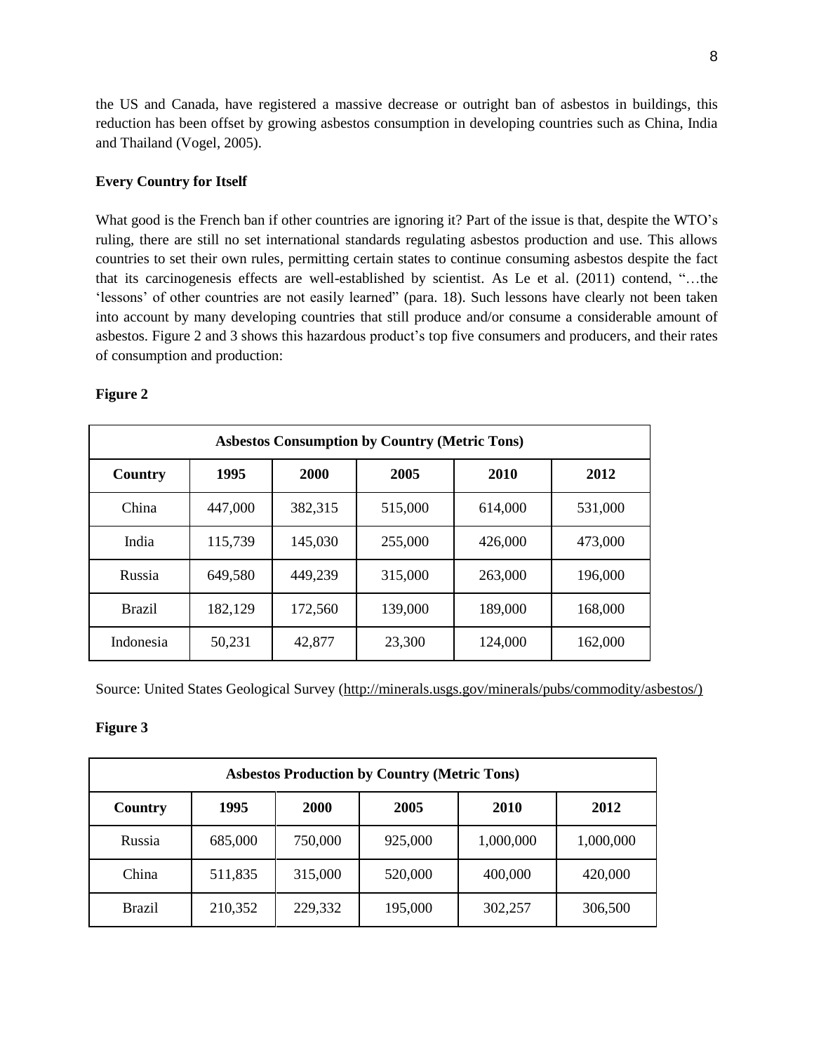the US and Canada, have registered a massive decrease or outright ban of asbestos in buildings, this reduction has been offset by growing asbestos consumption in developing countries such as China, India and Thailand (Vogel, 2005).

**Every Country for Itself**

What good is the French ban if other countries are ignoring it? Part of the issue is that, despite the WTO's ruling, there are still no set international standards regulating asbestos production and use. This allows countries to set their own rules, permitting certain states to continue consuming asbestos despite the fact that its carcinogenesis effects are well-established by scientist. As Le et al. (2011) contend, "…the 'lessons' of other countries are not easily learned" (para. 18). Such lessons have clearly not been taken into account by many developing countries that still produce and/or consume a considerable amount of asbestos. Figure 2 and 3 shows this hazardous product's top five consumers and producers, and their rates of consumption and production:

**Figure 2**

| **Asbestos Consumption by Country (Metric Tons)** | | | | | |
|---|---|---|---|---|---|
| **Country** | **1995** | **2000** | **2005** | **2010** | **2012** |
| China | 447,000 | 382,315 | 515,000 | 614,000 | 531,000 |
| India | 115,739 | 145,030 | 255,000 | 426,000 | 473,000 |
| Russia | 649,580 | 449,239 | 315,000 | 263,000 | 196,000 |
| Brazil | 182,129 | 172,560 | 139,000 | 189,000 | 168,000 |
| Indonesia | 50,231 | 42,877 | 23,300 | 124,000 | 162,000 |

Source: United States Geological Survey (http://minerals.usgs.gov/minerals/pubs/commodity/asbestos/)

**Figure 3**

| **Asbestos Production by Country (Metric Tons)** | | | | | |
|---|---|---|---|---|---|
| **Country** | **1995** | **2000** | **2005** | **2010** | **2012** |
| Russia | 685,000 | 750,000 | 925,000 | 1,000,000 | 1,000,000 |
| China | 511,835 | 315,000 | 520,000 | 400,000 | 420,000 |
| Brazil | 210,352 | 229,332 | 195,000 | 302,257 | 306,500 |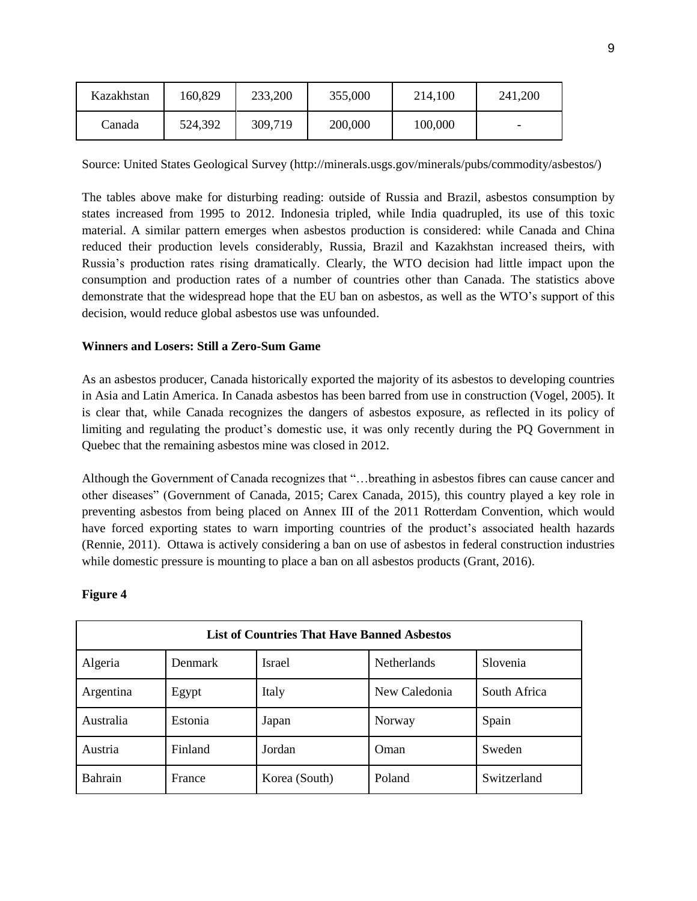| Kazakhstan | 160,829 | 233,200 | 355,000 | 214,100 | 241,200 |
|---|---|---|---|---|---|
| Canada | 524,392 | 309,719 | 200,000 | 100,000 | - |

Source: United States Geological Survey (http://minerals.usgs.gov/minerals/pubs/commodity/asbestos/)

The tables above make for disturbing reading: outside of Russia and Brazil, asbestos consumption by states increased from 1995 to 2012. Indonesia tripled, while India quadrupled, its use of this toxic material. A similar pattern emerges when asbestos production is considered: while Canada and China reduced their production levels considerably, Russia, Brazil and Kazakhstan increased theirs, with Russia's production rates rising dramatically. Clearly, the WTO decision had little impact upon the consumption and production rates of a number of countries other than Canada. The statistics above demonstrate that the widespread hope that the EU ban on asbestos, as well as the WTO's support of this decision, would reduce global asbestos use was unfounded.

**Winners and Losers: Still a Zero-Sum Game**

As an asbestos producer, Canada historically exported the majority of its asbestos to developing countries in Asia and Latin America. In Canada asbestos has been barred from use in construction (Vogel, 2005). It is clear that, while Canada recognizes the dangers of asbestos exposure, as reflected in its policy of limiting and regulating the product's domestic use, it was only recently during the PQ Government in Quebec that the remaining asbestos mine was closed in 2012.

Although the Government of Canada recognizes that "…breathing in asbestos fibres can cause cancer and other diseases" (Government of Canada, 2015; Carex Canada, 2015), this country played a key role in preventing asbestos from being placed on Annex III of the 2011 Rotterdam Convention, which would have forced exporting states to warn importing countries of the product's associated health hazards (Rennie, 2011). Ottawa is actively considering a ban on use of asbestos in federal construction industries while domestic pressure is mounting to place a ban on all asbestos products (Grant, 2016).

**Figure 4**

| List of Countries That Have Banned Asbestos | | | | |
|---|---|---|---|---|
| Algeria | Denmark | Israel | Netherlands | Slovenia |
| Argentina | Egypt | Italy | New Caledonia | South Africa |
| Australia | Estonia | Japan | Norway | Spain |
| Austria | Finland | Jordan | Oman | Sweden |
| Bahrain | France | Korea (South) | Poland | Switzerland |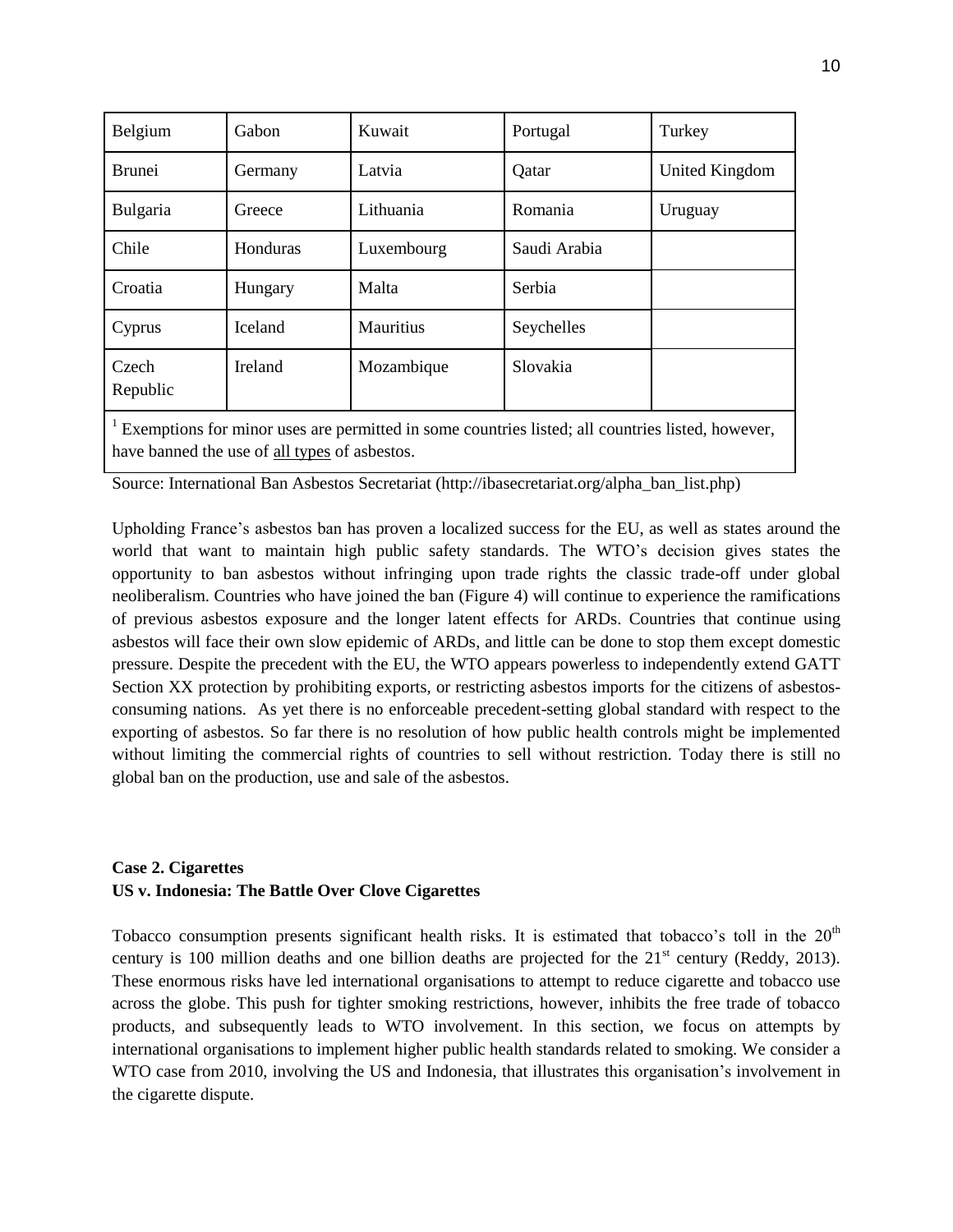| Belgium | Gabon | Kuwait | Portugal | Turkey |
|---|---|---|---|---|
| Brunei | Germany | Latvia | Qatar | United Kingdom |
| Bulgaria | Greece | Lithuania | Romania | Uruguay |
| Chile | Honduras | Luxembourg | Saudi Arabia | |
| Croatia | Hungary | Malta | Serbia | |
| Cyprus | Iceland | Mauritius | Seychelles | |
| Czech Republic | Ireland | Mozambique | Slovakia | |

[1] Exemptions for minor uses are permitted in some countries listed; all countries listed, however, have banned the use of all types of asbestos.

Source: International Ban Asbestos Secretariat (http://ibasecretariat.org/alpha_ban_list.php)

Upholding France's asbestos ban has proven a localized success for the EU, as well as states around the world that want to maintain high public safety standards. The WTO's decision gives states the opportunity to ban asbestos without infringing upon trade rights the classic trade-off under global neoliberalism. Countries who have joined the ban (Figure 4) will continue to experience the ramifications of previous asbestos exposure and the longer latent effects for ARDs. Countries that continue using asbestos will face their own slow epidemic of ARDs, and little can be done to stop them except domestic pressure. Despite the precedent with the EU, the WTO appears powerless to independently extend GATT Section XX protection by prohibiting exports, or restricting asbestos imports for the citizens of asbestos-consuming nations. As yet there is no enforceable precedent-setting global standard with respect to the exporting of asbestos. So far there is no resolution of how public health controls might be implemented without limiting the commercial rights of countries to sell without restriction. Today there is still no global ban on the production, use and sale of the asbestos.

**Case 2. Cigarettes**
**US v. Indonesia: The Battle Over Clove Cigarettes**

Tobacco consumption presents significant health risks. It is estimated that tobacco's toll in the 20th century is 100 million deaths and one billion deaths are projected for the 21st century (Reddy, 2013). These enormous risks have led international organisations to attempt to reduce cigarette and tobacco use across the globe. This push for tighter smoking restrictions, however, inhibits the free trade of tobacco products, and subsequently leads to WTO involvement. In this section, we focus on attempts by international organisations to implement higher public health standards related to smoking. We consider a WTO case from 2010, involving the US and Indonesia, that illustrates this organisation's involvement in the cigarette dispute.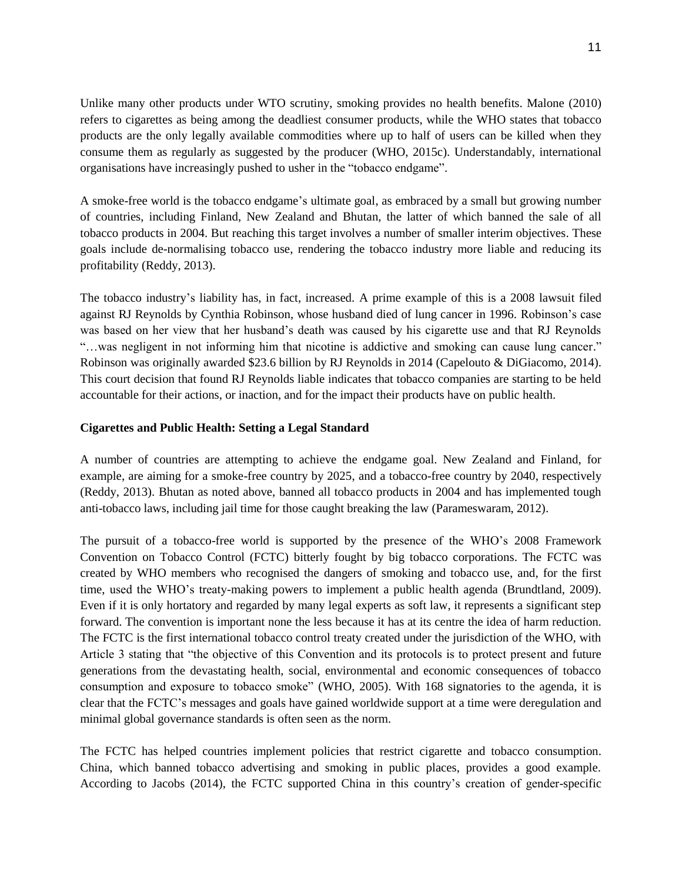Unlike many other products under WTO scrutiny, smoking provides no health benefits. Malone (2010) refers to cigarettes as being among the deadliest consumer products, while the WHO states that tobacco products are the only legally available commodities where up to half of users can be killed when they consume them as regularly as suggested by the producer (WHO, 2015c). Understandably, international organisations have increasingly pushed to usher in the "tobacco endgame".

A smoke-free world is the tobacco endgame's ultimate goal, as embraced by a small but growing number of countries, including Finland, New Zealand and Bhutan, the latter of which banned the sale of all tobacco products in 2004. But reaching this target involves a number of smaller interim objectives. These goals include de-normalising tobacco use, rendering the tobacco industry more liable and reducing its profitability (Reddy, 2013).

The tobacco industry's liability has, in fact, increased. A prime example of this is a 2008 lawsuit filed against RJ Reynolds by Cynthia Robinson, whose husband died of lung cancer in 1996. Robinson's case was based on her view that her husband's death was caused by his cigarette use and that RJ Reynolds "…was negligent in not informing him that nicotine is addictive and smoking can cause lung cancer." Robinson was originally awarded $23.6 billion by RJ Reynolds in 2014 (Capelouto & DiGiacomo, 2014). This court decision that found RJ Reynolds liable indicates that tobacco companies are starting to be held accountable for their actions, or inaction, and for the impact their products have on public health.

**Cigarettes and Public Health: Setting a Legal Standard**

A number of countries are attempting to achieve the endgame goal. New Zealand and Finland, for example, are aiming for a smoke-free country by 2025, and a tobacco-free country by 2040, respectively (Reddy, 2013). Bhutan as noted above, banned all tobacco products in 2004 and has implemented tough anti-tobacco laws, including jail time for those caught breaking the law (Parameswaram, 2012).

The pursuit of a tobacco-free world is supported by the presence of the WHO's 2008 Framework Convention on Tobacco Control (FCTC) bitterly fought by big tobacco corporations. The FCTC was created by WHO members who recognised the dangers of smoking and tobacco use, and, for the first time, used the WHO's treaty-making powers to implement a public health agenda (Brundtland, 2009). Even if it is only hortatory and regarded by many legal experts as soft law, it represents a significant step forward. The convention is important none the less because it has at its centre the idea of harm reduction. The FCTC is the first international tobacco control treaty created under the jurisdiction of the WHO, with Article 3 stating that "the objective of this Convention and its protocols is to protect present and future generations from the devastating health, social, environmental and economic consequences of tobacco consumption and exposure to tobacco smoke" (WHO, 2005). With 168 signatories to the agenda, it is clear that the FCTC's messages and goals have gained worldwide support at a time were deregulation and minimal global governance standards is often seen as the norm.

The FCTC has helped countries implement policies that restrict cigarette and tobacco consumption. China, which banned tobacco advertising and smoking in public places, provides a good example. According to Jacobs (2014), the FCTC supported China in this country's creation of gender-specific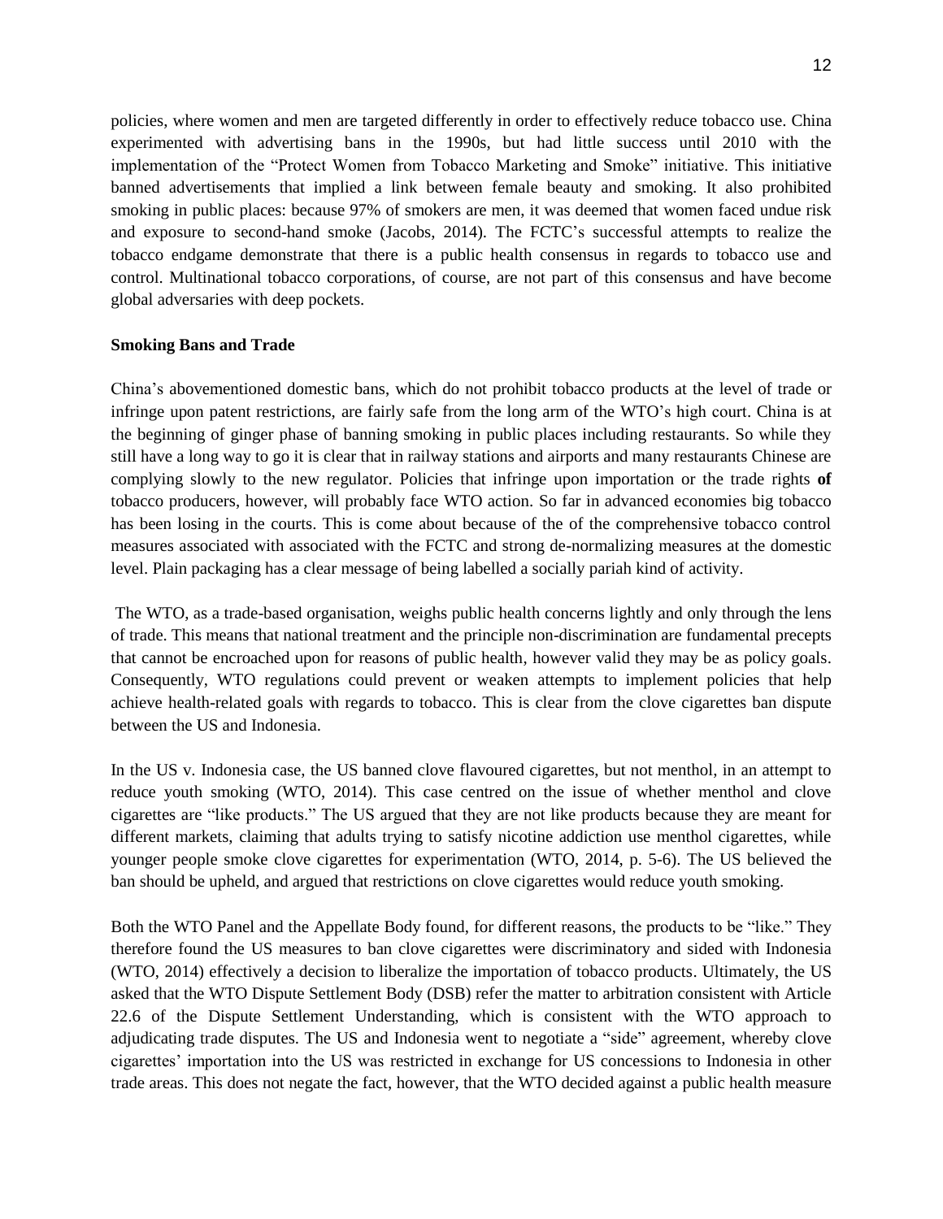policies, where women and men are targeted differently in order to effectively reduce tobacco use. China experimented with advertising bans in the 1990s, but had little success until 2010 with the implementation of the "Protect Women from Tobacco Marketing and Smoke" initiative. This initiative banned advertisements that implied a link between female beauty and smoking. It also prohibited smoking in public places: because 97% of smokers are men, it was deemed that women faced undue risk and exposure to second-hand smoke (Jacobs, 2014). The FCTC's successful attempts to realize the tobacco endgame demonstrate that there is a public health consensus in regards to tobacco use and control. Multinational tobacco corporations, of course, are not part of this consensus and have become global adversaries with deep pockets.

**Smoking Bans and Trade**

China's abovementioned domestic bans, which do not prohibit tobacco products at the level of trade or infringe upon patent restrictions, are fairly safe from the long arm of the WTO's high court. China is at the beginning of ginger phase of banning smoking in public places including restaurants. So while they still have a long way to go it is clear that in railway stations and airports and many restaurants Chinese are complying slowly to the new regulator. Policies that infringe upon importation or the trade rights **of** tobacco producers, however, will probably face WTO action. So far in advanced economies big tobacco has been losing in the courts. This is come about because of the of the comprehensive tobacco control measures associated with associated with the FCTC and strong de-normalizing measures at the domestic level. Plain packaging has a clear message of being labelled a socially pariah kind of activity.

The WTO, as a trade-based organisation, weighs public health concerns lightly and only through the lens of trade. This means that national treatment and the principle non-discrimination are fundamental precepts that cannot be encroached upon for reasons of public health, however valid they may be as policy goals. Consequently, WTO regulations could prevent or weaken attempts to implement policies that help achieve health-related goals with regards to tobacco. This is clear from the clove cigarettes ban dispute between the US and Indonesia.

In the US v. Indonesia case, the US banned clove flavoured cigarettes, but not menthol, in an attempt to reduce youth smoking (WTO, 2014). This case centred on the issue of whether menthol and clove cigarettes are "like products." The US argued that they are not like products because they are meant for different markets, claiming that adults trying to satisfy nicotine addiction use menthol cigarettes, while younger people smoke clove cigarettes for experimentation (WTO, 2014, p. 5-6). The US believed the ban should be upheld, and argued that restrictions on clove cigarettes would reduce youth smoking.

Both the WTO Panel and the Appellate Body found, for different reasons, the products to be "like." They therefore found the US measures to ban clove cigarettes were discriminatory and sided with Indonesia (WTO, 2014) effectively a decision to liberalize the importation of tobacco products. Ultimately, the US asked that the WTO Dispute Settlement Body (DSB) refer the matter to arbitration consistent with Article 22.6 of the Dispute Settlement Understanding, which is consistent with the WTO approach to adjudicating trade disputes. The US and Indonesia went to negotiate a "side" agreement, whereby clove cigarettes' importation into the US was restricted in exchange for US concessions to Indonesia in other trade areas. This does not negate the fact, however, that the WTO decided against a public health measure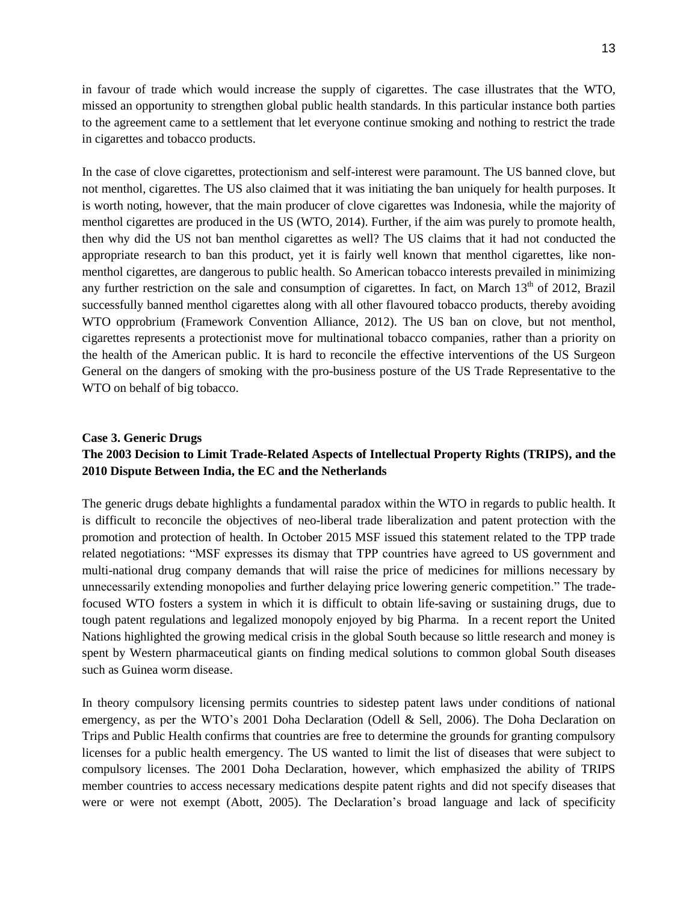in favour of trade which would increase the supply of cigarettes. The case illustrates that the WTO, missed an opportunity to strengthen global public health standards. In this particular instance both parties to the agreement came to a settlement that let everyone continue smoking and nothing to restrict the trade in cigarettes and tobacco products.

In the case of clove cigarettes, protectionism and self-interest were paramount. The US banned clove, but not menthol, cigarettes. The US also claimed that it was initiating the ban uniquely for health purposes. It is worth noting, however, that the main producer of clove cigarettes was Indonesia, while the majority of menthol cigarettes are produced in the US (WTO, 2014). Further, if the aim was purely to promote health, then why did the US not ban menthol cigarettes as well? The US claims that it had not conducted the appropriate research to ban this product, yet it is fairly well known that menthol cigarettes, like non-menthol cigarettes, are dangerous to public health. So American tobacco interests prevailed in minimizing any further restriction on the sale and consumption of cigarettes. In fact, on March 13th of 2012, Brazil successfully banned menthol cigarettes along with all other flavoured tobacco products, thereby avoiding WTO opprobrium (Framework Convention Alliance, 2012). The US ban on clove, but not menthol, cigarettes represents a protectionist move for multinational tobacco companies, rather than a priority on the health of the American public. It is hard to reconcile the effective interventions of the US Surgeon General on the dangers of smoking with the pro-business posture of the US Trade Representative to the WTO on behalf of big tobacco.

**Case 3. Generic Drugs**

**The 2003 Decision to Limit Trade-Related Aspects of Intellectual Property Rights (TRIPS), and the 2010 Dispute Between India, the EC and the Netherlands**

The generic drugs debate highlights a fundamental paradox within the WTO in regards to public health. It is difficult to reconcile the objectives of neo-liberal trade liberalization and patent protection with the promotion and protection of health. In October 2015 MSF issued this statement related to the TPP trade related negotiations: "MSF expresses its dismay that TPP countries have agreed to US government and multi-national drug company demands that will raise the price of medicines for millions necessary by unnecessarily extending monopolies and further delaying price lowering generic competition." The trade-focused WTO fosters a system in which it is difficult to obtain life-saving or sustaining drugs, due to tough patent regulations and legalized monopoly enjoyed by big Pharma. In a recent report the United Nations highlighted the growing medical crisis in the global South because so little research and money is spent by Western pharmaceutical giants on finding medical solutions to common global South diseases such as Guinea worm disease.

In theory compulsory licensing permits countries to sidestep patent laws under conditions of national emergency, as per the WTO's 2001 Doha Declaration (Odell & Sell, 2006). The Doha Declaration on Trips and Public Health confirms that countries are free to determine the grounds for granting compulsory licenses for a public health emergency. The US wanted to limit the list of diseases that were subject to compulsory licenses. The 2001 Doha Declaration, however, which emphasized the ability of TRIPS member countries to access necessary medications despite patent rights and did not specify diseases that were or were not exempt (Abott, 2005). The Declaration's broad language and lack of specificity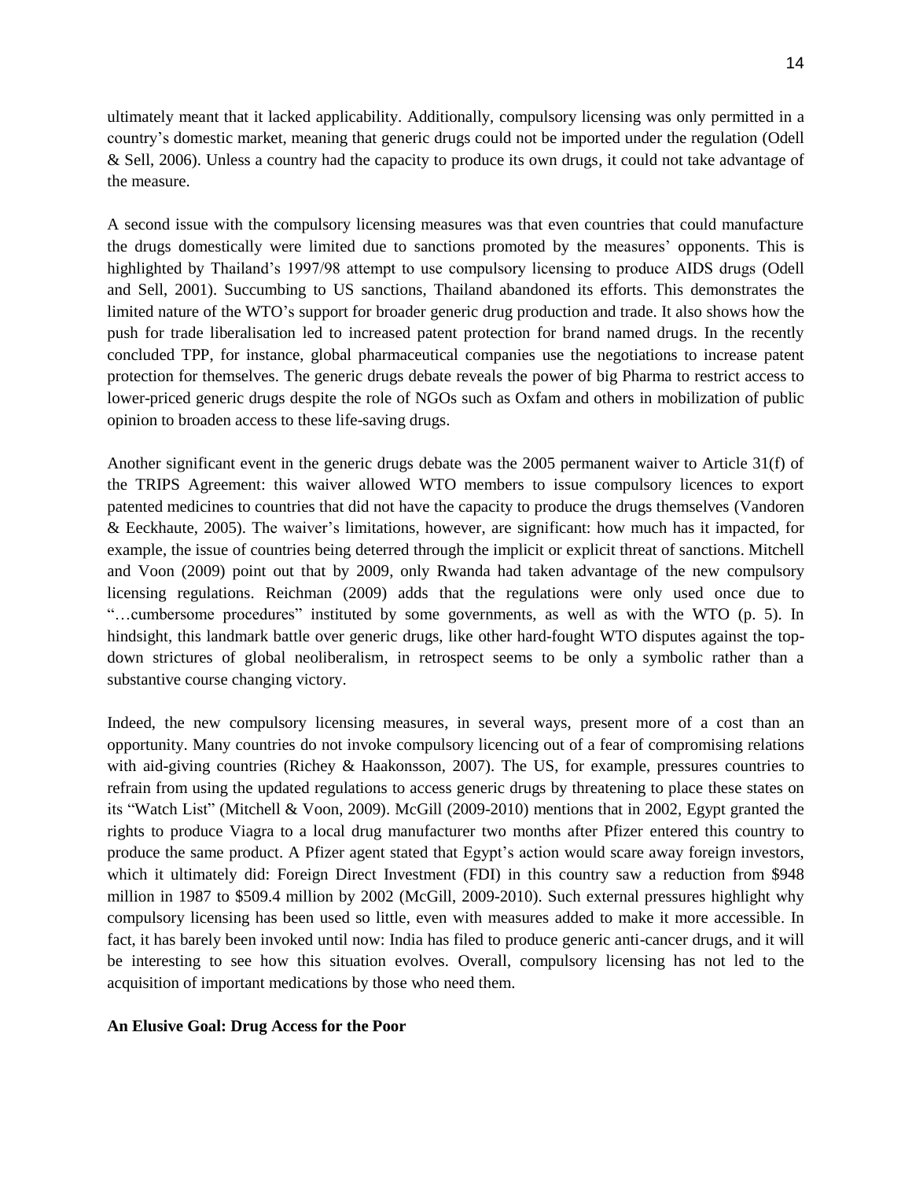ultimately meant that it lacked applicability. Additionally, compulsory licensing was only permitted in a country's domestic market, meaning that generic drugs could not be imported under the regulation (Odell & Sell, 2006). Unless a country had the capacity to produce its own drugs, it could not take advantage of the measure.

A second issue with the compulsory licensing measures was that even countries that could manufacture the drugs domestically were limited due to sanctions promoted by the measures' opponents. This is highlighted by Thailand's 1997/98 attempt to use compulsory licensing to produce AIDS drugs (Odell and Sell, 2001). Succumbing to US sanctions, Thailand abandoned its efforts. This demonstrates the limited nature of the WTO's support for broader generic drug production and trade. It also shows how the push for trade liberalisation led to increased patent protection for brand named drugs. In the recently concluded TPP, for instance, global pharmaceutical companies use the negotiations to increase patent protection for themselves. The generic drugs debate reveals the power of big Pharma to restrict access to lower-priced generic drugs despite the role of NGOs such as Oxfam and others in mobilization of public opinion to broaden access to these life-saving drugs.

Another significant event in the generic drugs debate was the 2005 permanent waiver to Article 31(f) of the TRIPS Agreement: this waiver allowed WTO members to issue compulsory licences to export patented medicines to countries that did not have the capacity to produce the drugs themselves (Vandoren & Eeckhaute, 2005). The waiver's limitations, however, are significant: how much has it impacted, for example, the issue of countries being deterred through the implicit or explicit threat of sanctions. Mitchell and Voon (2009) point out that by 2009, only Rwanda had taken advantage of the new compulsory licensing regulations. Reichman (2009) adds that the regulations were only used once due to "…cumbersome procedures" instituted by some governments, as well as with the WTO (p. 5). In hindsight, this landmark battle over generic drugs, like other hard-fought WTO disputes against the top-down strictures of global neoliberalism, in retrospect seems to be only a symbolic rather than a substantive course changing victory.

Indeed, the new compulsory licensing measures, in several ways, present more of a cost than an opportunity. Many countries do not invoke compulsory licencing out of a fear of compromising relations with aid-giving countries (Richey & Haakonsson, 2007). The US, for example, pressures countries to refrain from using the updated regulations to access generic drugs by threatening to place these states on its "Watch List" (Mitchell & Voon, 2009). McGill (2009-2010) mentions that in 2002, Egypt granted the rights to produce Viagra to a local drug manufacturer two months after Pfizer entered this country to produce the same product. A Pfizer agent stated that Egypt's action would scare away foreign investors, which it ultimately did: Foreign Direct Investment (FDI) in this country saw a reduction from $948 million in 1987 to $509.4 million by 2002 (McGill, 2009-2010). Such external pressures highlight why compulsory licensing has been used so little, even with measures added to make it more accessible. In fact, it has barely been invoked until now: India has filed to produce generic anti-cancer drugs, and it will be interesting to see how this situation evolves. Overall, compulsory licensing has not led to the acquisition of important medications by those who need them.

**An Elusive Goal: Drug Access for the Poor**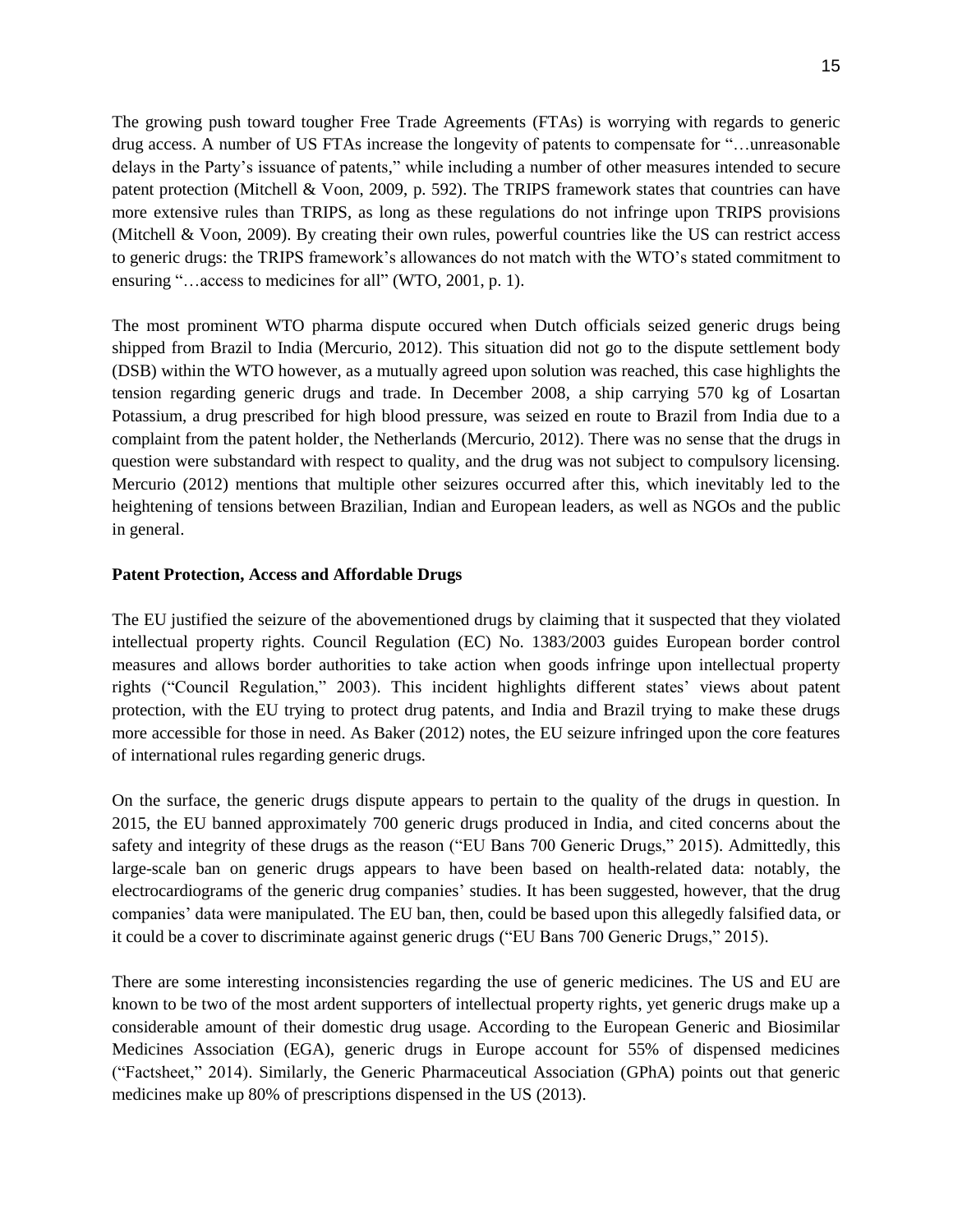The growing push toward tougher Free Trade Agreements (FTAs) is worrying with regards to generic drug access. A number of US FTAs increase the longevity of patents to compensate for "…unreasonable delays in the Party's issuance of patents," while including a number of other measures intended to secure patent protection (Mitchell & Voon, 2009, p. 592). The TRIPS framework states that countries can have more extensive rules than TRIPS, as long as these regulations do not infringe upon TRIPS provisions (Mitchell & Voon, 2009). By creating their own rules, powerful countries like the US can restrict access to generic drugs: the TRIPS framework's allowances do not match with the WTO's stated commitment to ensuring "…access to medicines for all" (WTO, 2001, p. 1).

The most prominent WTO pharma dispute occured when Dutch officials seized generic drugs being shipped from Brazil to India (Mercurio, 2012). This situation did not go to the dispute settlement body (DSB) within the WTO however, as a mutually agreed upon solution was reached, this case highlights the tension regarding generic drugs and trade. In December 2008, a ship carrying 570 kg of Losartan Potassium, a drug prescribed for high blood pressure, was seized en route to Brazil from India due to a complaint from the patent holder, the Netherlands (Mercurio, 2012). There was no sense that the drugs in question were substandard with respect to quality, and the drug was not subject to compulsory licensing. Mercurio (2012) mentions that multiple other seizures occurred after this, which inevitably led to the heightening of tensions between Brazilian, Indian and European leaders, as well as NGOs and the public in general.

**Patent Protection, Access and Affordable Drugs**

The EU justified the seizure of the abovementioned drugs by claiming that it suspected that they violated intellectual property rights. Council Regulation (EC) No. 1383/2003 guides European border control measures and allows border authorities to take action when goods infringe upon intellectual property rights ("Council Regulation," 2003). This incident highlights different states' views about patent protection, with the EU trying to protect drug patents, and India and Brazil trying to make these drugs more accessible for those in need. As Baker (2012) notes, the EU seizure infringed upon the core features of international rules regarding generic drugs.

On the surface, the generic drugs dispute appears to pertain to the quality of the drugs in question. In 2015, the EU banned approximately 700 generic drugs produced in India, and cited concerns about the safety and integrity of these drugs as the reason ("EU Bans 700 Generic Drugs," 2015). Admittedly, this large-scale ban on generic drugs appears to have been based on health-related data: notably, the electrocardiograms of the generic drug companies' studies. It has been suggested, however, that the drug companies' data were manipulated. The EU ban, then, could be based upon this allegedly falsified data, or it could be a cover to discriminate against generic drugs ("EU Bans 700 Generic Drugs," 2015).

There are some interesting inconsistencies regarding the use of generic medicines. The US and EU are known to be two of the most ardent supporters of intellectual property rights, yet generic drugs make up a considerable amount of their domestic drug usage. According to the European Generic and Biosimilar Medicines Association (EGA), generic drugs in Europe account for 55% of dispensed medicines ("Factsheet," 2014). Similarly, the Generic Pharmaceutical Association (GPhA) points out that generic medicines make up 80% of prescriptions dispensed in the US (2013).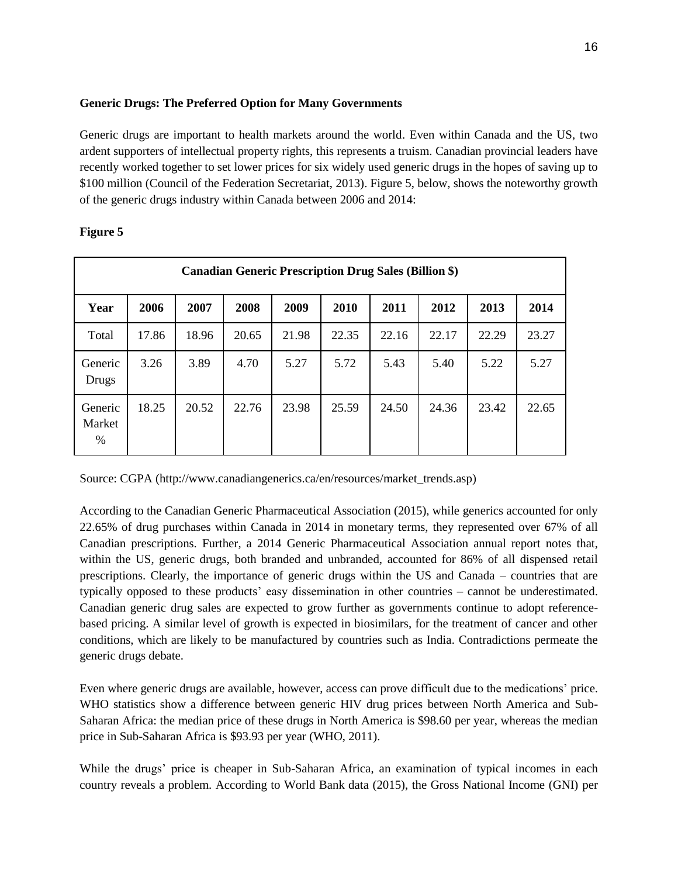**Generic Drugs: The Preferred Option for Many Governments**

Generic drugs are important to health markets around the world. Even within Canada and the US, two ardent supporters of intellectual property rights, this represents a truism. Canadian provincial leaders have recently worked together to set lower prices for six widely used generic drugs in the hopes of saving up to \$100 million (Council of the Federation Secretariat, 2013). Figure 5, below, shows the noteworthy growth of the generic drugs industry within Canada between 2006 and 2014:

**Figure 5**

| Canadian Generic Prescription Drug Sales (Billion \$) | | | | | | | | | |
|---|---|---|---|---|---|---|---|---|---|
| **Year** | **2006** | **2007** | **2008** | **2009** | **2010** | **2011** | **2012** | **2013** | **2014** |
| Total | 17.86 | 18.96 | 20.65 | 21.98 | 22.35 | 22.16 | 22.17 | 22.29 | 23.27 |
| Generic Drugs | 3.26 | 3.89 | 4.70 | 5.27 | 5.72 | 5.43 | 5.40 | 5.22 | 5.27 |
| Generic Market % | 18.25 | 20.52 | 22.76 | 23.98 | 25.59 | 24.50 | 24.36 | 23.42 | 22.65 |

Source: CGPA (http://www.canadiangenerics.ca/en/resources/market_trends.asp)

According to the Canadian Generic Pharmaceutical Association (2015), while generics accounted for only 22.65% of drug purchases within Canada in 2014 in monetary terms, they represented over 67% of all Canadian prescriptions. Further, a 2014 Generic Pharmaceutical Association annual report notes that, within the US, generic drugs, both branded and unbranded, accounted for 86% of all dispensed retail prescriptions. Clearly, the importance of generic drugs within the US and Canada – countries that are typically opposed to these products' easy dissemination in other countries – cannot be underestimated. Canadian generic drug sales are expected to grow further as governments continue to adopt reference-based pricing. A similar level of growth is expected in biosimilars, for the treatment of cancer and other conditions, which are likely to be manufactured by countries such as India. Contradictions permeate the generic drugs debate.

Even where generic drugs are available, however, access can prove difficult due to the medications' price. WHO statistics show a difference between generic HIV drug prices between North America and Sub-Saharan Africa: the median price of these drugs in North America is \$98.60 per year, whereas the median price in Sub-Saharan Africa is \$93.93 per year (WHO, 2011).

While the drugs' price is cheaper in Sub-Saharan Africa, an examination of typical incomes in each country reveals a problem. According to World Bank data (2015), the Gross National Income (GNI) per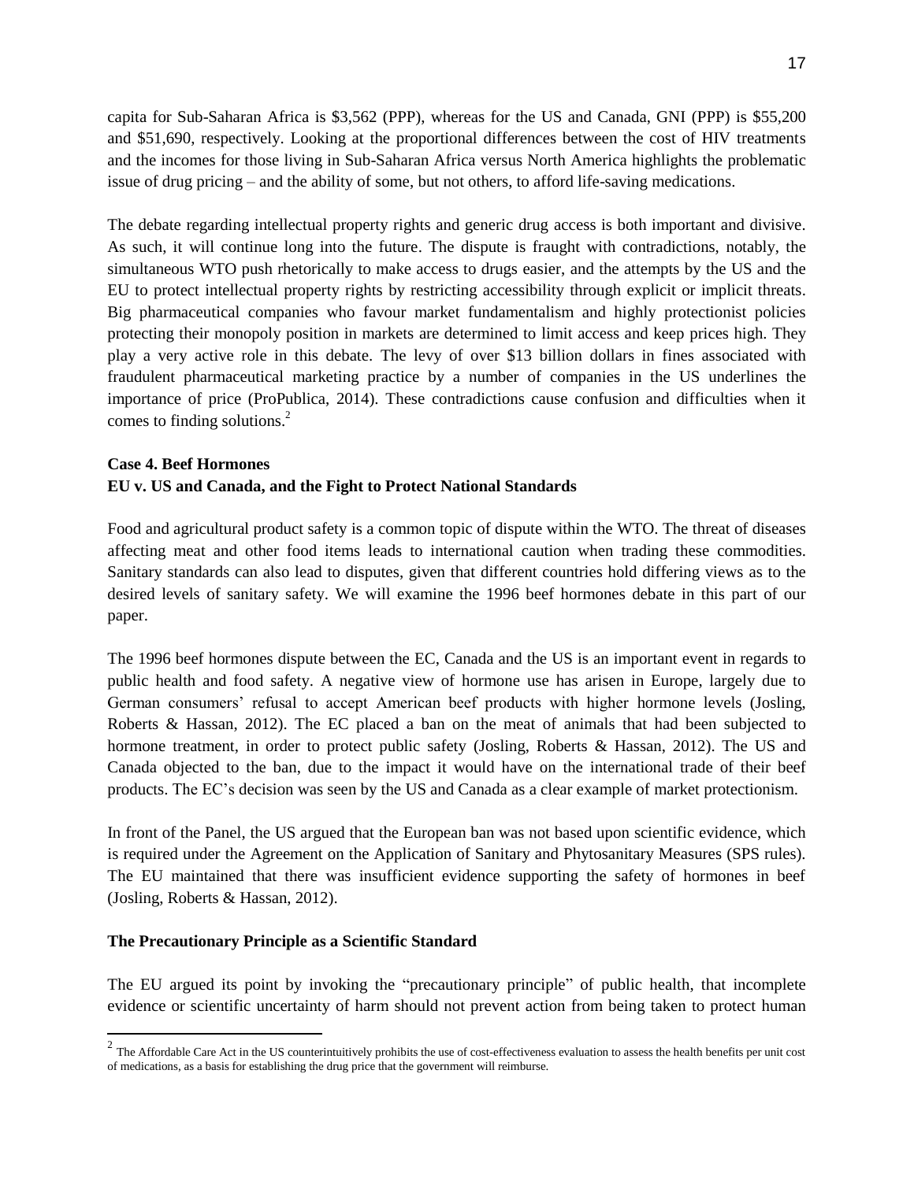capita for Sub-Saharan Africa is $3,562 (PPP), whereas for the US and Canada, GNI (PPP) is $55,200 and $51,690, respectively. Looking at the proportional differences between the cost of HIV treatments and the incomes for those living in Sub-Saharan Africa versus North America highlights the problematic issue of drug pricing – and the ability of some, but not others, to afford life-saving medications.

The debate regarding intellectual property rights and generic drug access is both important and divisive. As such, it will continue long into the future. The dispute is fraught with contradictions, notably, the simultaneous WTO push rhetorically to make access to drugs easier, and the attempts by the US and the EU to protect intellectual property rights by restricting accessibility through explicit or implicit threats. Big pharmaceutical companies who favour market fundamentalism and highly protectionist policies protecting their monopoly position in markets are determined to limit access and keep prices high. They play a very active role in this debate. The levy of over $13 billion dollars in fines associated with fraudulent pharmaceutical marketing practice by a number of companies in the US underlines the importance of price (ProPublica, 2014). These contradictions cause confusion and difficulties when it comes to finding solutions.[2]

**Case 4. Beef Hormones**
**EU v. US and Canada, and the Fight to Protect National Standards**

Food and agricultural product safety is a common topic of dispute within the WTO. The threat of diseases affecting meat and other food items leads to international caution when trading these commodities. Sanitary standards can also lead to disputes, given that different countries hold differing views as to the desired levels of sanitary safety. We will examine the 1996 beef hormones debate in this part of our paper.

The 1996 beef hormones dispute between the EC, Canada and the US is an important event in regards to public health and food safety. A negative view of hormone use has arisen in Europe, largely due to German consumers' refusal to accept American beef products with higher hormone levels (Josling, Roberts & Hassan, 2012). The EC placed a ban on the meat of animals that had been subjected to hormone treatment, in order to protect public safety (Josling, Roberts & Hassan, 2012). The US and Canada objected to the ban, due to the impact it would have on the international trade of their beef products. The EC's decision was seen by the US and Canada as a clear example of market protectionism.

In front of the Panel, the US argued that the European ban was not based upon scientific evidence, which is required under the Agreement on the Application of Sanitary and Phytosanitary Measures (SPS rules). The EU maintained that there was insufficient evidence supporting the safety of hormones in beef (Josling, Roberts & Hassan, 2012).

**The Precautionary Principle as a Scientific Standard**

The EU argued its point by invoking the "precautionary principle" of public health, that incomplete evidence or scientific uncertainty of harm should not prevent action from being taken to protect human

[2] The Affordable Care Act in the US counterintuitively prohibits the use of cost-effectiveness evaluation to assess the health benefits per unit cost of medications, as a basis for establishing the drug price that the government will reimburse.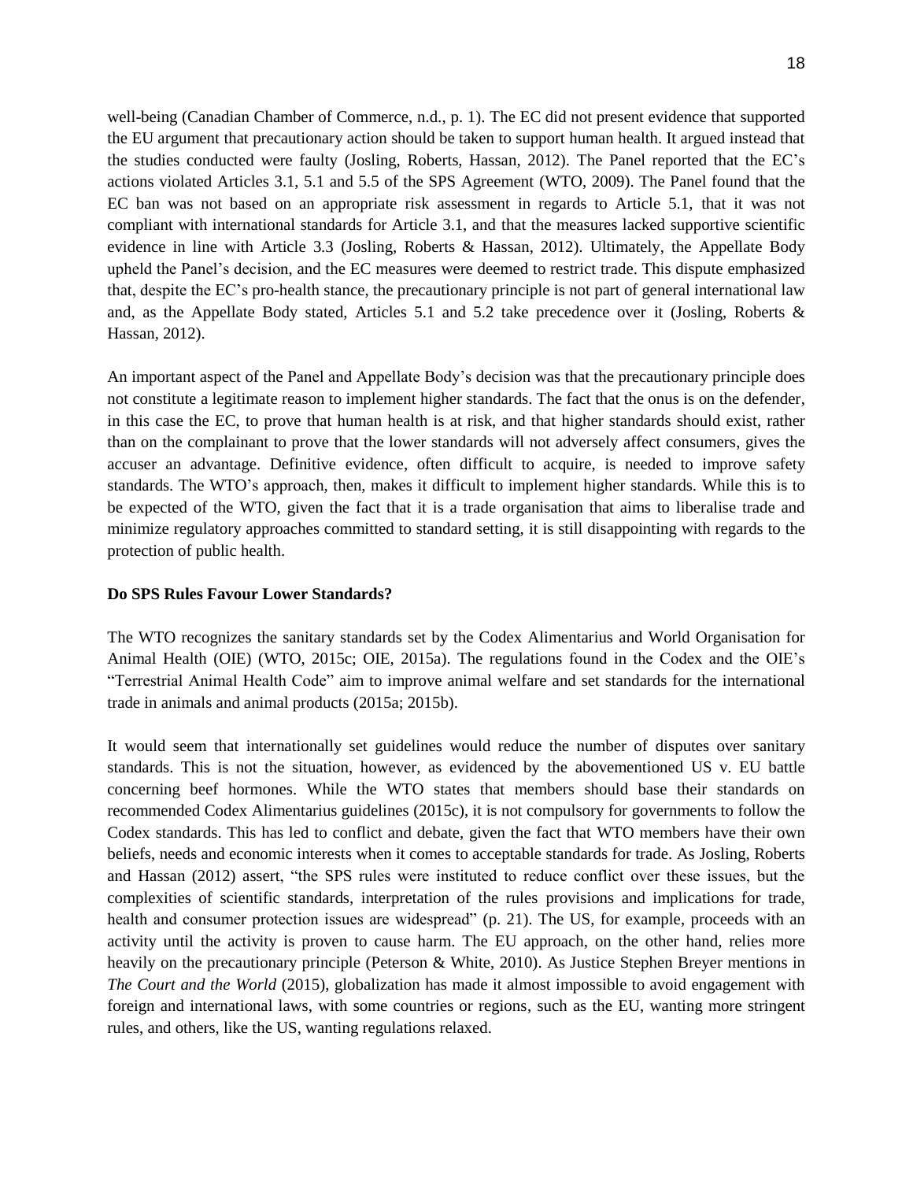well-being (Canadian Chamber of Commerce, n.d., p. 1). The EC did not present evidence that supported the EU argument that precautionary action should be taken to support human health. It argued instead that the studies conducted were faulty (Josling, Roberts, Hassan, 2012). The Panel reported that the EC's actions violated Articles 3.1, 5.1 and 5.5 of the SPS Agreement (WTO, 2009). The Panel found that the EC ban was not based on an appropriate risk assessment in regards to Article 5.1, that it was not compliant with international standards for Article 3.1, and that the measures lacked supportive scientific evidence in line with Article 3.3 (Josling, Roberts & Hassan, 2012). Ultimately, the Appellate Body upheld the Panel's decision, and the EC measures were deemed to restrict trade. This dispute emphasized that, despite the EC's pro-health stance, the precautionary principle is not part of general international law and, as the Appellate Body stated, Articles 5.1 and 5.2 take precedence over it (Josling, Roberts & Hassan, 2012).

An important aspect of the Panel and Appellate Body's decision was that the precautionary principle does not constitute a legitimate reason to implement higher standards. The fact that the onus is on the defender, in this case the EC, to prove that human health is at risk, and that higher standards should exist, rather than on the complainant to prove that the lower standards will not adversely affect consumers, gives the accuser an advantage. Definitive evidence, often difficult to acquire, is needed to improve safety standards. The WTO's approach, then, makes it difficult to implement higher standards. While this is to be expected of the WTO, given the fact that it is a trade organisation that aims to liberalise trade and minimize regulatory approaches committed to standard setting, it is still disappointing with regards to the protection of public health.

**Do SPS Rules Favour Lower Standards?**

The WTO recognizes the sanitary standards set by the Codex Alimentarius and World Organisation for Animal Health (OIE) (WTO, 2015c; OIE, 2015a). The regulations found in the Codex and the OIE's "Terrestrial Animal Health Code" aim to improve animal welfare and set standards for the international trade in animals and animal products (2015a; 2015b).

It would seem that internationally set guidelines would reduce the number of disputes over sanitary standards. This is not the situation, however, as evidenced by the abovementioned US v. EU battle concerning beef hormones. While the WTO states that members should base their standards on recommended Codex Alimentarius guidelines (2015c), it is not compulsory for governments to follow the Codex standards. This has led to conflict and debate, given the fact that WTO members have their own beliefs, needs and economic interests when it comes to acceptable standards for trade. As Josling, Roberts and Hassan (2012) assert, "the SPS rules were instituted to reduce conflict over these issues, but the complexities of scientific standards, interpretation of the rules provisions and implications for trade, health and consumer protection issues are widespread" (p. 21). The US, for example, proceeds with an activity until the activity is proven to cause harm. The EU approach, on the other hand, relies more heavily on the precautionary principle (Peterson & White, 2010). As Justice Stephen Breyer mentions in *The Court and the World* (2015), globalization has made it almost impossible to avoid engagement with foreign and international laws, with some countries or regions, such as the EU, wanting more stringent rules, and others, like the US, wanting regulations relaxed.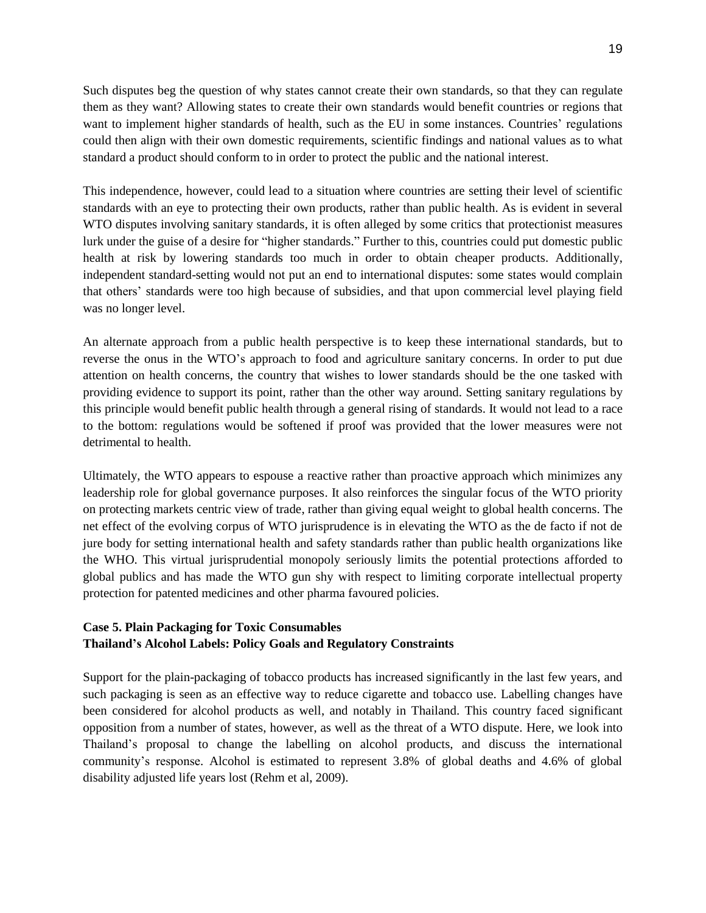Such disputes beg the question of why states cannot create their own standards, so that they can regulate them as they want? Allowing states to create their own standards would benefit countries or regions that want to implement higher standards of health, such as the EU in some instances. Countries' regulations could then align with their own domestic requirements, scientific findings and national values as to what standard a product should conform to in order to protect the public and the national interest.

This independence, however, could lead to a situation where countries are setting their level of scientific standards with an eye to protecting their own products, rather than public health. As is evident in several WTO disputes involving sanitary standards, it is often alleged by some critics that protectionist measures lurk under the guise of a desire for "higher standards." Further to this, countries could put domestic public health at risk by lowering standards too much in order to obtain cheaper products. Additionally, independent standard-setting would not put an end to international disputes: some states would complain that others' standards were too high because of subsidies, and that upon commercial level playing field was no longer level.

An alternate approach from a public health perspective is to keep these international standards, but to reverse the onus in the WTO's approach to food and agriculture sanitary concerns. In order to put due attention on health concerns, the country that wishes to lower standards should be the one tasked with providing evidence to support its point, rather than the other way around. Setting sanitary regulations by this principle would benefit public health through a general rising of standards. It would not lead to a race to the bottom: regulations would be softened if proof was provided that the lower measures were not detrimental to health.

Ultimately, the WTO appears to espouse a reactive rather than proactive approach which minimizes any leadership role for global governance purposes. It also reinforces the singular focus of the WTO priority on protecting markets centric view of trade, rather than giving equal weight to global health concerns. The net effect of the evolving corpus of WTO jurisprudence is in elevating the WTO as the de facto if not de jure body for setting international health and safety standards rather than public health organizations like the WHO. This virtual jurisprudential monopoly seriously limits the potential protections afforded to global publics and has made the WTO gun shy with respect to limiting corporate intellectual property protection for patented medicines and other pharma favoured policies.

### Case 5. Plain Packaging for Toxic Consumables
### Thailand's Alcohol Labels: Policy Goals and Regulatory Constraints

Support for the plain-packaging of tobacco products has increased significantly in the last few years, and such packaging is seen as an effective way to reduce cigarette and tobacco use. Labelling changes have been considered for alcohol products as well, and notably in Thailand. This country faced significant opposition from a number of states, however, as well as the threat of a WTO dispute. Here, we look into Thailand's proposal to change the labelling on alcohol products, and discuss the international community's response. Alcohol is estimated to represent 3.8% of global deaths and 4.6% of global disability adjusted life years lost (Rehm et al, 2009).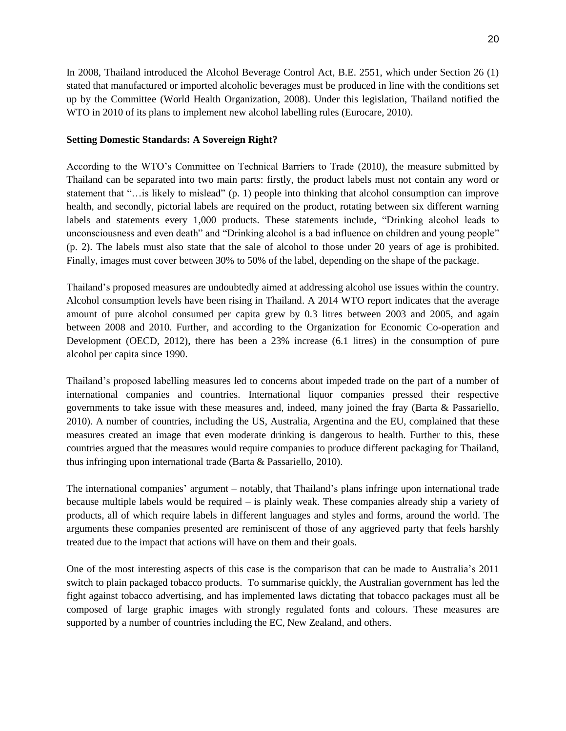In 2008, Thailand introduced the Alcohol Beverage Control Act, B.E. 2551, which under Section 26 (1) stated that manufactured or imported alcoholic beverages must be produced in line with the conditions set up by the Committee (World Health Organization, 2008). Under this legislation, Thailand notified the WTO in 2010 of its plans to implement new alcohol labelling rules (Eurocare, 2010).

**Setting Domestic Standards: A Sovereign Right?**

According to the WTO's Committee on Technical Barriers to Trade (2010), the measure submitted by Thailand can be separated into two main parts: firstly, the product labels must not contain any word or statement that "…is likely to mislead" (p. 1) people into thinking that alcohol consumption can improve health, and secondly, pictorial labels are required on the product, rotating between six different warning labels and statements every 1,000 products. These statements include, "Drinking alcohol leads to unconsciousness and even death" and "Drinking alcohol is a bad influence on children and young people" (p. 2). The labels must also state that the sale of alcohol to those under 20 years of age is prohibited. Finally, images must cover between 30% to 50% of the label, depending on the shape of the package.

Thailand's proposed measures are undoubtedly aimed at addressing alcohol use issues within the country. Alcohol consumption levels have been rising in Thailand. A 2014 WTO report indicates that the average amount of pure alcohol consumed per capita grew by 0.3 litres between 2003 and 2005, and again between 2008 and 2010. Further, and according to the Organization for Economic Co-operation and Development (OECD, 2012), there has been a 23% increase (6.1 litres) in the consumption of pure alcohol per capita since 1990.

Thailand's proposed labelling measures led to concerns about impeded trade on the part of a number of international companies and countries. International liquor companies pressed their respective governments to take issue with these measures and, indeed, many joined the fray (Barta & Passariello, 2010). A number of countries, including the US, Australia, Argentina and the EU, complained that these measures created an image that even moderate drinking is dangerous to health. Further to this, these countries argued that the measures would require companies to produce different packaging for Thailand, thus infringing upon international trade (Barta & Passariello, 2010).

The international companies' argument – notably, that Thailand's plans infringe upon international trade because multiple labels would be required – is plainly weak. These companies already ship a variety of products, all of which require labels in different languages and styles and forms, around the world. The arguments these companies presented are reminiscent of those of any aggrieved party that feels harshly treated due to the impact that actions will have on them and their goals.

One of the most interesting aspects of this case is the comparison that can be made to Australia's 2011 switch to plain packaged tobacco products. To summarise quickly, the Australian government has led the fight against tobacco advertising, and has implemented laws dictating that tobacco packages must all be composed of large graphic images with strongly regulated fonts and colours. These measures are supported by a number of countries including the EC, New Zealand, and others.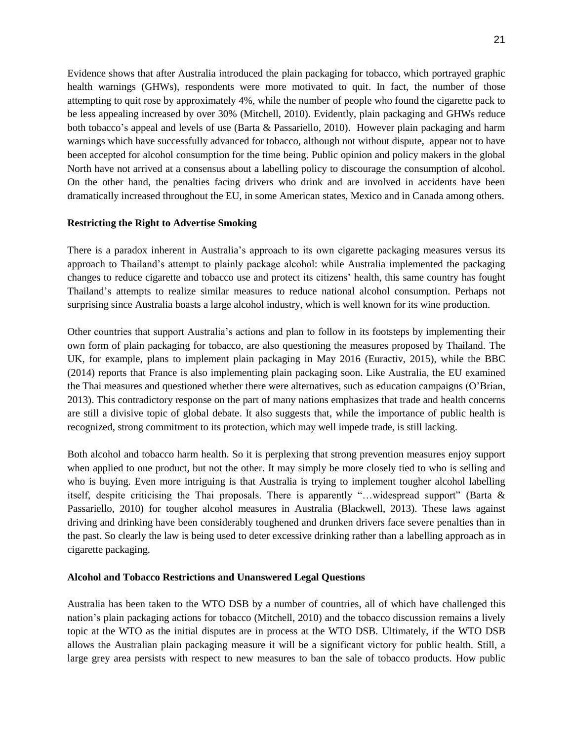Evidence shows that after Australia introduced the plain packaging for tobacco, which portrayed graphic health warnings (GHWs), respondents were more motivated to quit. In fact, the number of those attempting to quit rose by approximately 4%, while the number of people who found the cigarette pack to be less appealing increased by over 30% (Mitchell, 2010). Evidently, plain packaging and GHWs reduce both tobacco's appeal and levels of use (Barta & Passariello, 2010). However plain packaging and harm warnings which have successfully advanced for tobacco, although not without dispute, appear not to have been accepted for alcohol consumption for the time being. Public opinion and policy makers in the global North have not arrived at a consensus about a labelling policy to discourage the consumption of alcohol. On the other hand, the penalties facing drivers who drink and are involved in accidents have been dramatically increased throughout the EU, in some American states, Mexico and in Canada among others.

**Restricting the Right to Advertise Smoking**

There is a paradox inherent in Australia's approach to its own cigarette packaging measures versus its approach to Thailand's attempt to plainly package alcohol: while Australia implemented the packaging changes to reduce cigarette and tobacco use and protect its citizens' health, this same country has fought Thailand's attempts to realize similar measures to reduce national alcohol consumption. Perhaps not surprising since Australia boasts a large alcohol industry, which is well known for its wine production.

Other countries that support Australia's actions and plan to follow in its footsteps by implementing their own form of plain packaging for tobacco, are also questioning the measures proposed by Thailand. The UK, for example, plans to implement plain packaging in May 2016 (Euractiv, 2015), while the BBC (2014) reports that France is also implementing plain packaging soon. Like Australia, the EU examined the Thai measures and questioned whether there were alternatives, such as education campaigns (O'Brian, 2013). This contradictory response on the part of many nations emphasizes that trade and health concerns are still a divisive topic of global debate. It also suggests that, while the importance of public health is recognized, strong commitment to its protection, which may well impede trade, is still lacking.

Both alcohol and tobacco harm health. So it is perplexing that strong prevention measures enjoy support when applied to one product, but not the other. It may simply be more closely tied to who is selling and who is buying. Even more intriguing is that Australia is trying to implement tougher alcohol labelling itself, despite criticising the Thai proposals. There is apparently "…widespread support" (Barta & Passariello, 2010) for tougher alcohol measures in Australia (Blackwell, 2013). These laws against driving and drinking have been considerably toughened and drunken drivers face severe penalties than in the past. So clearly the law is being used to deter excessive drinking rather than a labelling approach as in cigarette packaging.

**Alcohol and Tobacco Restrictions and Unanswered Legal Questions**

Australia has been taken to the WTO DSB by a number of countries, all of which have challenged this nation's plain packaging actions for tobacco (Mitchell, 2010) and the tobacco discussion remains a lively topic at the WTO as the initial disputes are in process at the WTO DSB. Ultimately, if the WTO DSB allows the Australian plain packaging measure it will be a significant victory for public health. Still, a large grey area persists with respect to new measures to ban the sale of tobacco products. How public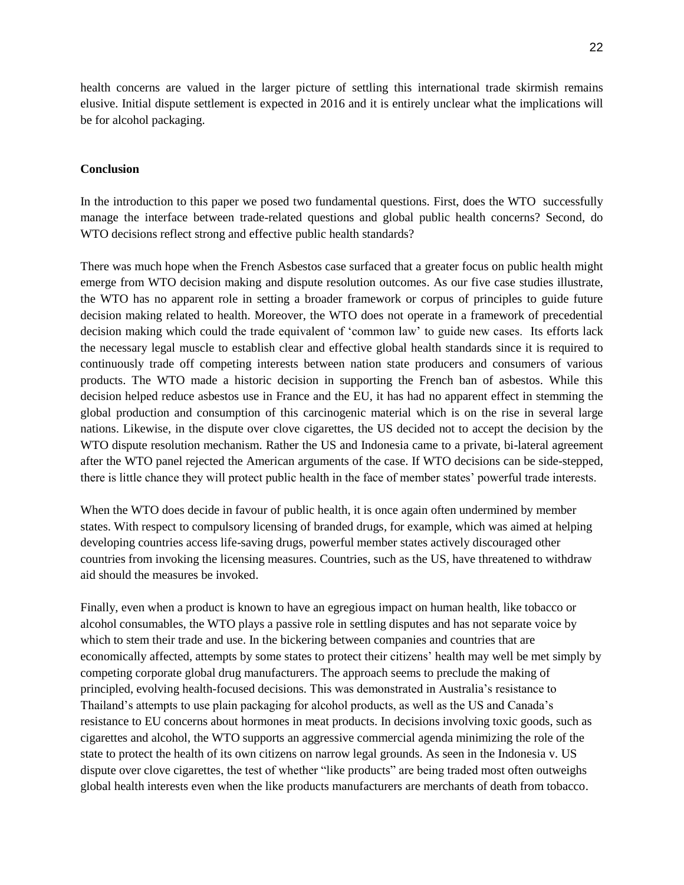health concerns are valued in the larger picture of settling this international trade skirmish remains elusive. Initial dispute settlement is expected in 2016 and it is entirely unclear what the implications will be for alcohol packaging.

## Conclusion

In the introduction to this paper we posed two fundamental questions. First, does the WTO successfully manage the interface between trade-related questions and global public health concerns? Second, do WTO decisions reflect strong and effective public health standards?

There was much hope when the French Asbestos case surfaced that a greater focus on public health might emerge from WTO decision making and dispute resolution outcomes. As our five case studies illustrate, the WTO has no apparent role in setting a broader framework or corpus of principles to guide future decision making related to health. Moreover, the WTO does not operate in a framework of precedential decision making which could the trade equivalent of 'common law' to guide new cases. Its efforts lack the necessary legal muscle to establish clear and effective global health standards since it is required to continuously trade off competing interests between nation state producers and consumers of various products. The WTO made a historic decision in supporting the French ban of asbestos. While this decision helped reduce asbestos use in France and the EU, it has had no apparent effect in stemming the global production and consumption of this carcinogenic material which is on the rise in several large nations. Likewise, in the dispute over clove cigarettes, the US decided not to accept the decision by the WTO dispute resolution mechanism. Rather the US and Indonesia came to a private, bi-lateral agreement after the WTO panel rejected the American arguments of the case. If WTO decisions can be side-stepped, there is little chance they will protect public health in the face of member states' powerful trade interests.

When the WTO does decide in favour of public health, it is once again often undermined by member states. With respect to compulsory licensing of branded drugs, for example, which was aimed at helping developing countries access life-saving drugs, powerful member states actively discouraged other countries from invoking the licensing measures. Countries, such as the US, have threatened to withdraw aid should the measures be invoked.

Finally, even when a product is known to have an egregious impact on human health, like tobacco or alcohol consumables, the WTO plays a passive role in settling disputes and has not separate voice by which to stem their trade and use. In the bickering between companies and countries that are economically affected, attempts by some states to protect their citizens' health may well be met simply by competing corporate global drug manufacturers. The approach seems to preclude the making of principled, evolving health-focused decisions. This was demonstrated in Australia's resistance to Thailand's attempts to use plain packaging for alcohol products, as well as the US and Canada's resistance to EU concerns about hormones in meat products. In decisions involving toxic goods, such as cigarettes and alcohol, the WTO supports an aggressive commercial agenda minimizing the role of the state to protect the health of its own citizens on narrow legal grounds. As seen in the Indonesia v. US dispute over clove cigarettes, the test of whether "like products" are being traded most often outweighs global health interests even when the like products manufacturers are merchants of death from tobacco.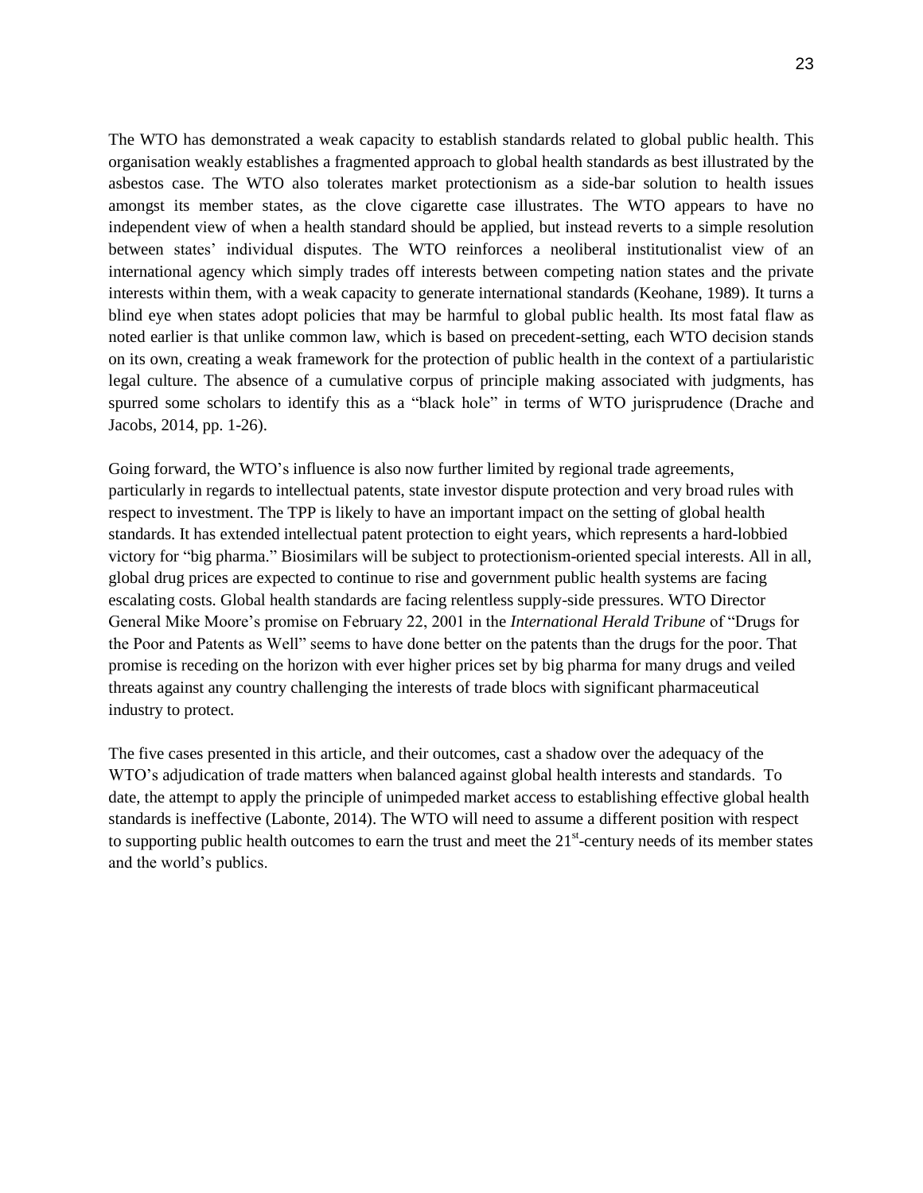The WTO has demonstrated a weak capacity to establish standards related to global public health. This organisation weakly establishes a fragmented approach to global health standards as best illustrated by the asbestos case. The WTO also tolerates market protectionism as a side-bar solution to health issues amongst its member states, as the clove cigarette case illustrates. The WTO appears to have no independent view of when a health standard should be applied, but instead reverts to a simple resolution between states' individual disputes. The WTO reinforces a neoliberal institutionalist view of an international agency which simply trades off interests between competing nation states and the private interests within them, with a weak capacity to generate international standards (Keohane, 1989). It turns a blind eye when states adopt policies that may be harmful to global public health. Its most fatal flaw as noted earlier is that unlike common law, which is based on precedent-setting, each WTO decision stands on its own, creating a weak framework for the protection of public health in the context of a partiularistic legal culture. The absence of a cumulative corpus of principle making associated with judgments, has spurred some scholars to identify this as a "black hole" in terms of WTO jurisprudence (Drache and Jacobs, 2014, pp. 1-26).

Going forward, the WTO's influence is also now further limited by regional trade agreements, particularly in regards to intellectual patents, state investor dispute protection and very broad rules with respect to investment. The TPP is likely to have an important impact on the setting of global health standards. It has extended intellectual patent protection to eight years, which represents a hard-lobbied victory for "big pharma." Biosimilars will be subject to protectionism-oriented special interests. All in all, global drug prices are expected to continue to rise and government public health systems are facing escalating costs. Global health standards are facing relentless supply-side pressures. WTO Director General Mike Moore's promise on February 22, 2001 in the *International Herald Tribune* of "Drugs for the Poor and Patents as Well" seems to have done better on the patents than the drugs for the poor. That promise is receding on the horizon with ever higher prices set by big pharma for many drugs and veiled threats against any country challenging the interests of trade blocs with significant pharmaceutical industry to protect.

The five cases presented in this article, and their outcomes, cast a shadow over the adequacy of the WTO's adjudication of trade matters when balanced against global health interests and standards. To date, the attempt to apply the principle of unimpeded market access to establishing effective global health standards is ineffective (Labonte, 2014). The WTO will need to assume a different position with respect to supporting public health outcomes to earn the trust and meet the 21st-century needs of its member states and the world's publics.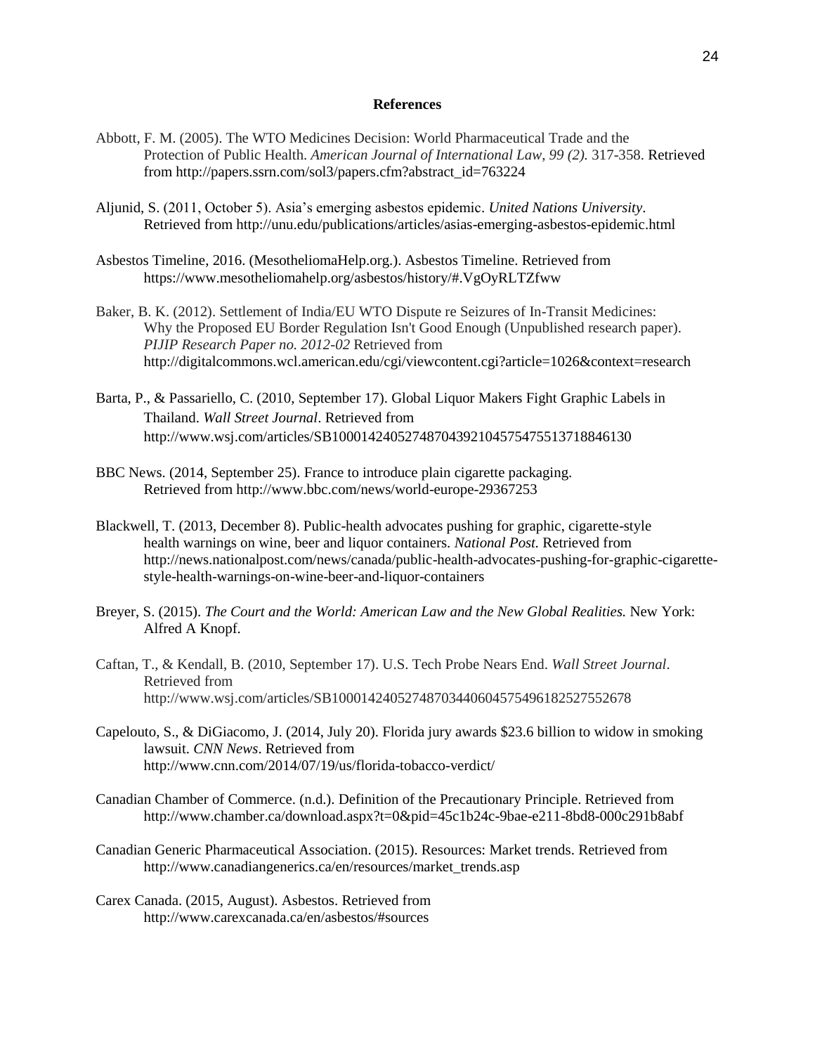**References**

Abbott, F. M. (2005). The WTO Medicines Decision: World Pharmaceutical Trade and the Protection of Public Health. *American Journal of International Law, 99 (2).* 317-358. Retrieved from http://papers.ssrn.com/sol3/papers.cfm?abstract_id=763224

Aljunid, S. (2011, October 5). Asia's emerging asbestos epidemic. *United Nations University*. Retrieved from http://unu.edu/publications/articles/asias-emerging-asbestos-epidemic.html

Asbestos Timeline, 2016. (MesotheliomaHelp.org.). Asbestos Timeline. Retrieved from https://www.mesotheliomahelp.org/asbestos/history/#.VgOyRLTZfww

Baker, B. K. (2012). Settlement of India/EU WTO Dispute re Seizures of In-Transit Medicines: Why the Proposed EU Border Regulation Isn't Good Enough (Unpublished research paper). *PIJIP Research Paper no. 2012-02* Retrieved from http://digitalcommons.wcl.american.edu/cgi/viewcontent.cgi?article=1026&context=research

Barta, P., & Passariello, C. (2010, September 17). Global Liquor Makers Fight Graphic Labels in Thailand. *Wall Street Journal*. Retrieved from http://www.wsj.com/articles/SB10001424052748704392104575475513718846130

BBC News. (2014, September 25). France to introduce plain cigarette packaging. Retrieved from http://www.bbc.com/news/world-europe-29367253

Blackwell, T. (2013, December 8). Public-health advocates pushing for graphic, cigarette-style health warnings on wine, beer and liquor containers. *National Post.* Retrieved from http://news.nationalpost.com/news/canada/public-health-advocates-pushing-for-graphic-cigarette-style-health-warnings-on-wine-beer-and-liquor-containers

Breyer, S. (2015). *The Court and the World: American Law and the New Global Realities.* New York: Alfred A Knopf.

Caftan, T., & Kendall, B. (2010, September 17). U.S. Tech Probe Nears End. *Wall Street Journal*. Retrieved from http://www.wsj.com/articles/SB10001424052748703440604575496182527552678

Capelouto, S., & DiGiacomo, J. (2014, July 20). Florida jury awards $23.6 billion to widow in smoking lawsuit. *CNN News*. Retrieved from http://www.cnn.com/2014/07/19/us/florida-tobacco-verdict/

Canadian Chamber of Commerce. (n.d.). Definition of the Precautionary Principle. Retrieved from http://www.chamber.ca/download.aspx?t=0&pid=45c1b24c-9bae-e211-8bd8-000c291b8abf

Canadian Generic Pharmaceutical Association. (2015). Resources: Market trends. Retrieved from http://www.canadiangenerics.ca/en/resources/market_trends.asp

Carex Canada. (2015, August). Asbestos. Retrieved from http://www.carexcanada.ca/en/asbestos/#sources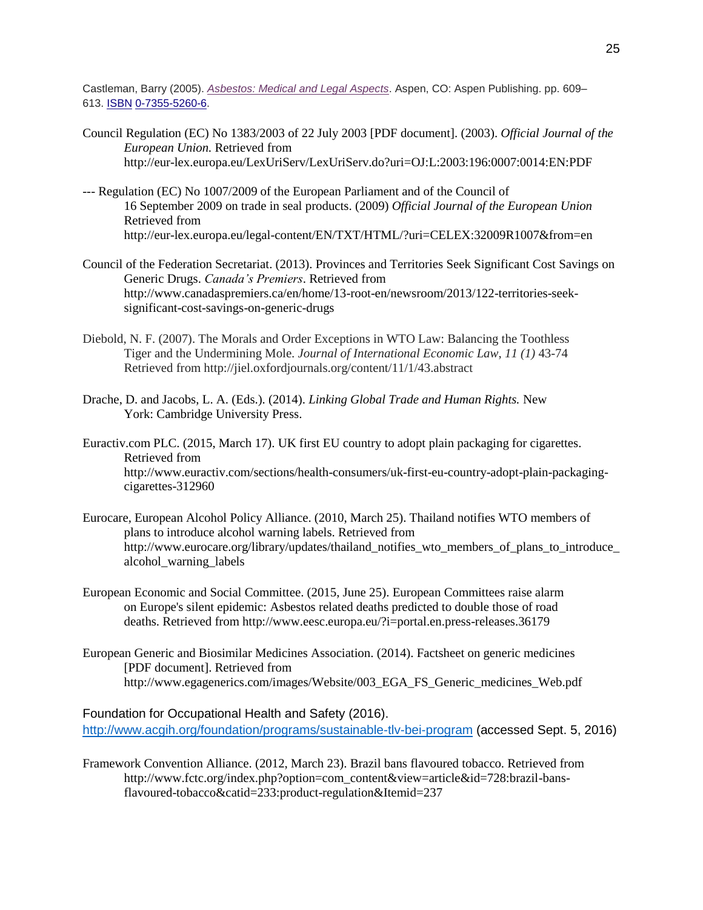Castleman, Barry (2005). *Asbestos: Medical and Legal Aspects*. Aspen, CO: Aspen Publishing. pp. 609–613. ISBN 0-7355-5260-6.

Council Regulation (EC) No 1383/2003 of 22 July 2003 [PDF document]. (2003). *Official Journal of the European Union.* Retrieved from http://eur-lex.europa.eu/LexUriServ/LexUriServ.do?uri=OJ:L:2003:196:0007:0014:EN:PDF

--- Regulation (EC) No 1007/2009 of the European Parliament and of the Council of 16 September 2009 on trade in seal products. (2009) *Official Journal of the European Union* Retrieved from http://eur-lex.europa.eu/legal-content/EN/TXT/HTML/?uri=CELEX:32009R1007&from=en

Council of the Federation Secretariat. (2013). Provinces and Territories Seek Significant Cost Savings on Generic Drugs. *Canada's Premiers*. Retrieved from http://www.canadaspremiers.ca/en/home/13-root-en/newsroom/2013/122-territories-seek-significant-cost-savings-on-generic-drugs

Diebold, N. F. (2007). The Morals and Order Exceptions in WTO Law: Balancing the Toothless Tiger and the Undermining Mole. *Journal of International Economic Law, 11 (1)* 43-74 Retrieved from http://jiel.oxfordjournals.org/content/11/1/43.abstract

Drache, D. and Jacobs, L. A. (Eds.). (2014). *Linking Global Trade and Human Rights.* New York: Cambridge University Press.

Euractiv.com PLC. (2015, March 17). UK first EU country to adopt plain packaging for cigarettes. Retrieved from http://www.euractiv.com/sections/health-consumers/uk-first-eu-country-adopt-plain-packaging-cigarettes-312960

Eurocare, European Alcohol Policy Alliance. (2010, March 25). Thailand notifies WTO members of plans to introduce alcohol warning labels. Retrieved from http://www.eurocare.org/library/updates/thailand_notifies_wto_members_of_plans_to_introduce_alcohol_warning_labels

European Economic and Social Committee. (2015, June 25). European Committees raise alarm on Europe's silent epidemic: Asbestos related deaths predicted to double those of road deaths. Retrieved from http://www.eesc.europa.eu/?i=portal.en.press-releases.36179

European Generic and Biosimilar Medicines Association. (2014). Factsheet on generic medicines [PDF document]. Retrieved from http://www.egagenerics.com/images/Website/003_EGA_FS_Generic_medicines_Web.pdf

Foundation for Occupational Health and Safety (2016). http://www.acgih.org/foundation/programs/sustainable-tlv-bei-program (accessed Sept. 5, 2016)

Framework Convention Alliance. (2012, March 23). Brazil bans flavoured tobacco. Retrieved from http://www.fctc.org/index.php?option=com_content&view=article&id=728:brazil-bans-flavoured-tobacco&catid=233:product-regulation&Itemid=237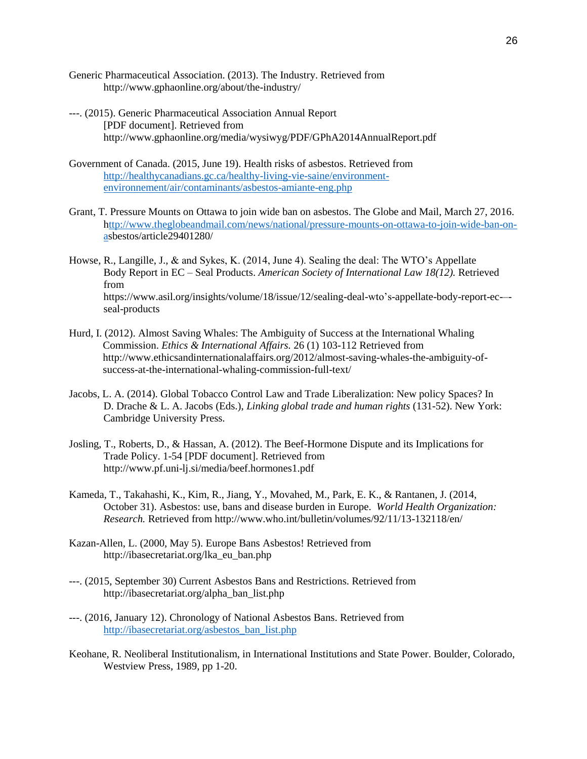Generic Pharmaceutical Association. (2013). The Industry. Retrieved from http://www.gphaonline.org/about/the-industry/

---. (2015). Generic Pharmaceutical Association Annual Report [PDF document]. Retrieved from http://www.gphaonline.org/media/wysiwyg/PDF/GPhA2014AnnualReport.pdf

Government of Canada. (2015, June 19). Health risks of asbestos. Retrieved from http://healthycanadians.gc.ca/healthy-living-vie-saine/environment-environnement/air/contaminants/asbestos-amiante-eng.php

Grant, T. Pressure Mounts on Ottawa to join wide ban on asbestos. The Globe and Mail, March 27, 2016. http://www.theglobeandmail.com/news/national/pressure-mounts-on-ottawa-to-join-wide-ban-on-asbestos/article29401280/

Howse, R., Langille, J., & and Sykes, K. (2014, June 4). Sealing the deal: The WTO's Appellate Body Report in EC – Seal Products. *American Society of International Law 18(12).* Retrieved from https://www.asil.org/insights/volume/18/issue/12/sealing-deal-wto's-appellate-body-report-ec-–-seal-products

Hurd, I. (2012). Almost Saving Whales: The Ambiguity of Success at the International Whaling Commission. *Ethics & International Affairs.* 26 (1) 103-112 Retrieved from http://www.ethicsandinternationalaffairs.org/2012/almost-saving-whales-the-ambiguity-of-success-at-the-international-whaling-commission-full-text/

Jacobs, L. A. (2014). Global Tobacco Control Law and Trade Liberalization: New policy Spaces? In D. Drache & L. A. Jacobs (Eds.), *Linking global trade and human rights* (131-52). New York: Cambridge University Press.

Josling, T., Roberts, D., & Hassan, A. (2012). The Beef-Hormone Dispute and its Implications for Trade Policy. 1-54 [PDF document]. Retrieved from http://www.pf.uni-lj.si/media/beef.hormones1.pdf

Kameda, T., Takahashi, K., Kim, R., Jiang, Y., Movahed, M., Park, E. K., & Rantanen, J. (2014, October 31). Asbestos: use, bans and disease burden in Europe. *World Health Organization: Research.* Retrieved from http://www.who.int/bulletin/volumes/92/11/13-132118/en/

Kazan-Allen, L. (2000, May 5). Europe Bans Asbestos! Retrieved from http://ibasecretariat.org/lka_eu_ban.php

---. (2015, September 30) Current Asbestos Bans and Restrictions. Retrieved from http://ibasecretariat.org/alpha_ban_list.php

---. (2016, January 12). Chronology of National Asbestos Bans. Retrieved from http://ibasecretariat.org/asbestos_ban_list.php

Keohane, R. Neoliberal Institutionalism, in International Institutions and State Power. Boulder, Colorado, Westview Press, 1989, pp 1-20.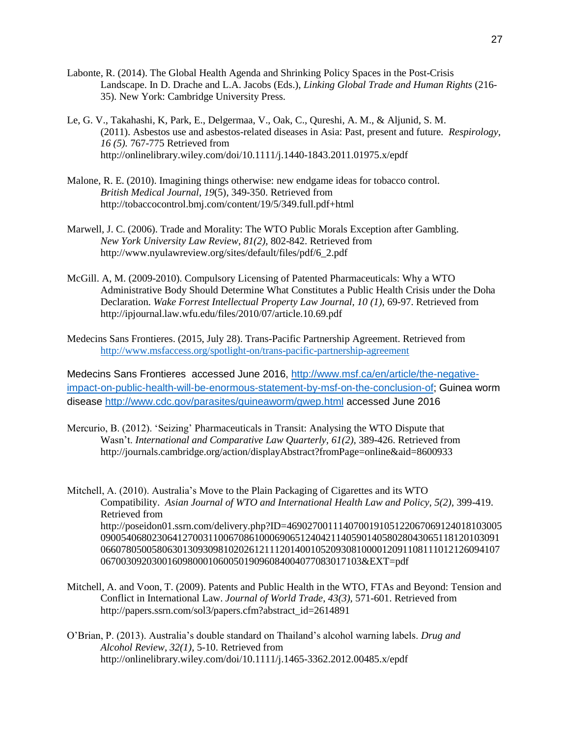Labonte, R. (2014). The Global Health Agenda and Shrinking Policy Spaces in the Post-Crisis Landscape. In D. Drache and L.A. Jacobs (Eds.), *Linking Global Trade and Human Rights* (216-35). New York: Cambridge University Press.

Le, G. V., Takahashi, K, Park, E., Delgermaa, V., Oak, C., Qureshi, A. M., & Aljunid, S. M. (2011). Asbestos use and asbestos-related diseases in Asia: Past, present and future. *Respirology, 16 (5).* 767-775 Retrieved from http://onlinelibrary.wiley.com/doi/10.1111/j.1440-1843.2011.01975.x/epdf

Malone, R. E. (2010). Imagining things otherwise: new endgame ideas for tobacco control. *British Medical Journal*, *19*(5), 349-350. Retrieved from http://tobaccocontrol.bmj.com/content/19/5/349.full.pdf+html

Marwell, J. C. (2006). Trade and Morality: The WTO Public Morals Exception after Gambling. *New York University Law Review*, *81(2)*, 802-842. Retrieved from http://www.nyulawreview.org/sites/default/files/pdf/6_2.pdf

McGill. A, M. (2009-2010). Compulsory Licensing of Patented Pharmaceuticals: Why a WTO Administrative Body Should Determine What Constitutes a Public Health Crisis under the Doha Declaration. *Wake Forrest Intellectual Property Law Journal, 10 (1)*, 69-97. Retrieved from http://ipjournal.law.wfu.edu/files/2010/07/article.10.69.pdf

Medecins Sans Frontieres. (2015, July 28). Trans-Pacific Partnership Agreement. Retrieved from http://www.msfaccess.org/spotlight-on/trans-pacific-partnership-agreement

Medecins Sans Frontieres accessed June 2016, http://www.msf.ca/en/article/the-negative-impact-on-public-health-will-be-enormous-statement-by-msf-on-the-conclusion-of; Guinea worm disease http://www.cdc.gov/parasites/guineaworm/gwep.html accessed June 2016

Mercurio, B. (2012). 'Seizing' Pharmaceuticals in Transit: Analysing the WTO Dispute that Wasn't. *International and Comparative Law Quarterly*, *61(2)*, 389-426. Retrieved from http://journals.cambridge.org/action/displayAbstract?fromPage=online&aid=8600933

Mitchell, A. (2010). Australia's Move to the Plain Packaging of Cigarettes and its WTO Compatibility. *Asian Journal of WTO and International Health Law and Policy, 5(2)*, 399-419. Retrieved from http://poseidon01.ssrn.com/delivery.php?ID=469027001114070019105122067069124018103005090054068023064127003110067086100069065124042114059014058028043065118120103091066078050058063013093098102026121112014001052093081000012091108111012126094107067003092030016098000106005019096084004077083017103&EXT=pdf

Mitchell, A. and Voon, T. (2009). Patents and Public Health in the WTO, FTAs and Beyond: Tension and Conflict in International Law. *Journal of World Trade, 43(3)*, 571-601. Retrieved from http://papers.ssrn.com/sol3/papers.cfm?abstract_id=2614891

O'Brian, P. (2013). Australia's double standard on Thailand's alcohol warning labels. *Drug and Alcohol Review, 32(1)*, 5-10. Retrieved from http://onlinelibrary.wiley.com/doi/10.1111/j.1465-3362.2012.00485.x/epdf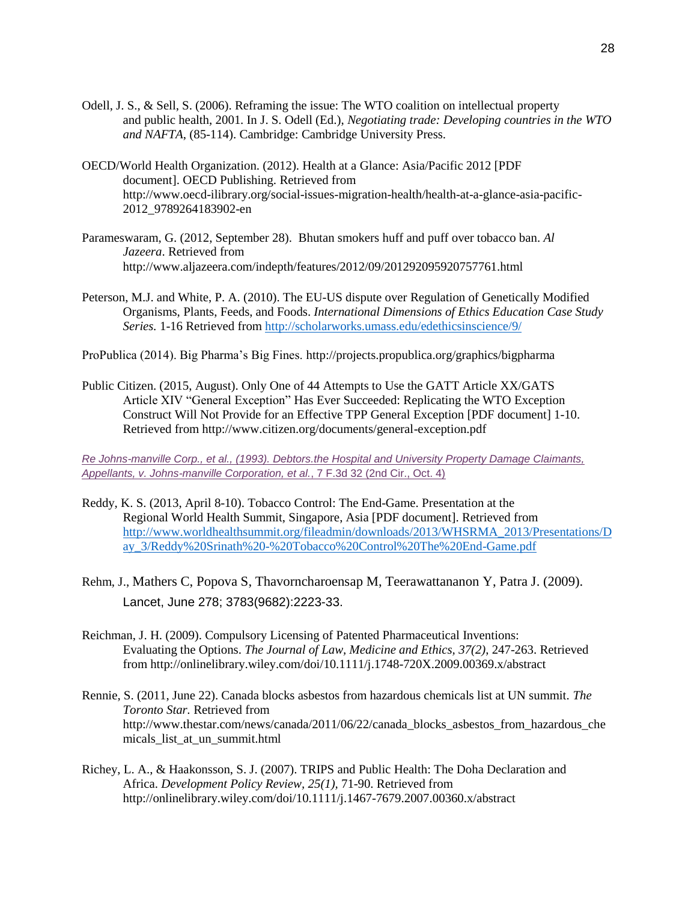Odell, J. S., & Sell, S. (2006). Reframing the issue: The WTO coalition on intellectual property and public health, 2001. In J. S. Odell (Ed.), *Negotiating trade: Developing countries in the WTO and NAFTA*, (85-114). Cambridge: Cambridge University Press.

OECD/World Health Organization. (2012). Health at a Glance: Asia/Pacific 2012 [PDF document]. OECD Publishing. Retrieved from http://www.oecd-ilibrary.org/social-issues-migration-health/health-at-a-glance-asia-pacific-2012_9789264183902-en

Parameswaram, G. (2012, September 28). Bhutan smokers huff and puff over tobacco ban. *Al Jazeera*. Retrieved from http://www.aljazeera.com/indepth/features/2012/09/201292095920757761.html

Peterson, M.J. and White, P. A. (2010). The EU-US dispute over Regulation of Genetically Modified Organisms, Plants, Feeds, and Foods. *International Dimensions of Ethics Education Case Study Series.* 1-16 Retrieved from http://scholarworks.umass.edu/edethicsinscience/9/

ProPublica (2014). Big Pharma's Big Fines. http://projects.propublica.org/graphics/bigpharma

Public Citizen. (2015, August). Only One of 44 Attempts to Use the GATT Article XX/GATS Article XIV "General Exception" Has Ever Succeeded: Replicating the WTO Exception Construct Will Not Provide for an Effective TPP General Exception [PDF document] 1-10. Retrieved from http://www.citizen.org/documents/general-exception.pdf

*Re Johns-manville Corp., et al., (1993). Debtors.the Hospital and University Property Damage Claimants, Appellants, v. Johns-manville Corporation, et al.*, 7 F.3d 32 (2nd Cir., Oct. 4)

Reddy, K. S. (2013, April 8-10). Tobacco Control: The End-Game. Presentation at the Regional World Health Summit, Singapore, Asia [PDF document]. Retrieved from http://www.worldhealthsummit.org/fileadmin/downloads/2013/WHSRMA_2013/Presentations/Day_3/Reddy%20Srinath%20-%20Tobacco%20Control%20The%20End-Game.pdf

Rehm, J., Mathers C, Popova S, Thavorncharoensap M, Teerawattananon Y, Patra J. (2009). Lancet, June 278; 3783(9682):2223-33.

Reichman, J. H. (2009). Compulsory Licensing of Patented Pharmaceutical Inventions: Evaluating the Options. *The Journal of Law, Medicine and Ethics, 37(2)*, 247-263. Retrieved from http://onlinelibrary.wiley.com/doi/10.1111/j.1748-720X.2009.00369.x/abstract

Rennie, S. (2011, June 22). Canada blocks asbestos from hazardous chemicals list at UN summit. *The Toronto Star.* Retrieved from http://www.thestar.com/news/canada/2011/06/22/canada_blocks_asbestos_from_hazardous_chemicals_list_at_un_summit.html

Richey, L. A., & Haakonsson, S. J. (2007). TRIPS and Public Health: The Doha Declaration and Africa. *Development Policy Review, 25(1),* 71-90. Retrieved from http://onlinelibrary.wiley.com/doi/10.1111/j.1467-7679.2007.00360.x/abstract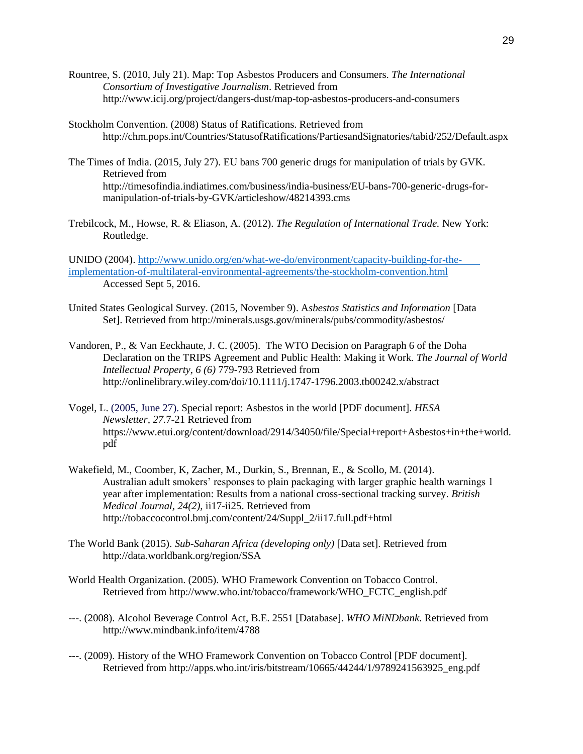Rountree, S. (2010, July 21). Map: Top Asbestos Producers and Consumers. *The International Consortium of Investigative Journalism*. Retrieved from http://www.icij.org/project/dangers-dust/map-top-asbestos-producers-and-consumers

Stockholm Convention. (2008) Status of Ratifications. Retrieved from http://chm.pops.int/Countries/StatusofRatifications/PartiesandSignatories/tabid/252/Default.aspx

The Times of India. (2015, July 27). EU bans 700 generic drugs for manipulation of trials by GVK. Retrieved from http://timesofindia.indiatimes.com/business/india-business/EU-bans-700-generic-drugs-for-manipulation-of-trials-by-GVK/articleshow/48214393.cms

Trebilcock, M., Howse, R. & Eliason, A. (2012). *The Regulation of International Trade.* New York: Routledge.

UNIDO (2004). [http://www.unido.org/en/what-we-do/environment/capacity-building-for-the-implementation-of-multilateral-environmental-agreements/the-stockholm-convention.html](http://www.unido.org/en/what-we-do/environment/capacity-building-for-the-implementation-of-multilateral-environmental-agreements/the-stockholm-convention.html) Accessed Sept 5, 2016.

United States Geological Survey. (2015, November 9). A*sbestos Statistics and Information* [Data Set]. Retrieved from http://minerals.usgs.gov/minerals/pubs/commodity/asbestos/

Vandoren, P., & Van Eeckhaute, J. C. (2005). The WTO Decision on Paragraph 6 of the Doha Declaration on the TRIPS Agreement and Public Health: Making it Work. *The Journal of World Intellectual Property, 6 (6)* 779-793 Retrieved from http://onlinelibrary.wiley.com/doi/10.1111/j.1747-1796.2003.tb00242.x/abstract

Vogel, L. (2005, June 27). Special report: Asbestos in the world [PDF document]. *HESA Newsletter, 27.*7-21 Retrieved from https://www.etui.org/content/download/2914/34050/file/Special+report+Asbestos+in+the+world.pdf

Wakefield, M., Coomber, K, Zacher, M., Durkin, S., Brennan, E., & Scollo, M. (2014). Australian adult smokers' responses to plain packaging with larger graphic health warnings 1 year after implementation: Results from a national cross-sectional tracking survey. *British Medical Journal, 24(2),* ii17-ii25. Retrieved from http://tobaccocontrol.bmj.com/content/24/Suppl_2/ii17.full.pdf+html

The World Bank (2015). *Sub-Saharan Africa (developing only)* [Data set]. Retrieved from http://data.worldbank.org/region/SSA

World Health Organization. (2005). WHO Framework Convention on Tobacco Control. Retrieved from http://www.who.int/tobacco/framework/WHO_FCTC_english.pdf

---. (2008). Alcohol Beverage Control Act, B.E. 2551 [Database]. *WHO MiNDbank*. Retrieved from http://www.mindbank.info/item/4788

---. (2009). History of the WHO Framework Convention on Tobacco Control [PDF document]. Retrieved from http://apps.who.int/iris/bitstream/10665/44244/1/9789241563925_eng.pdf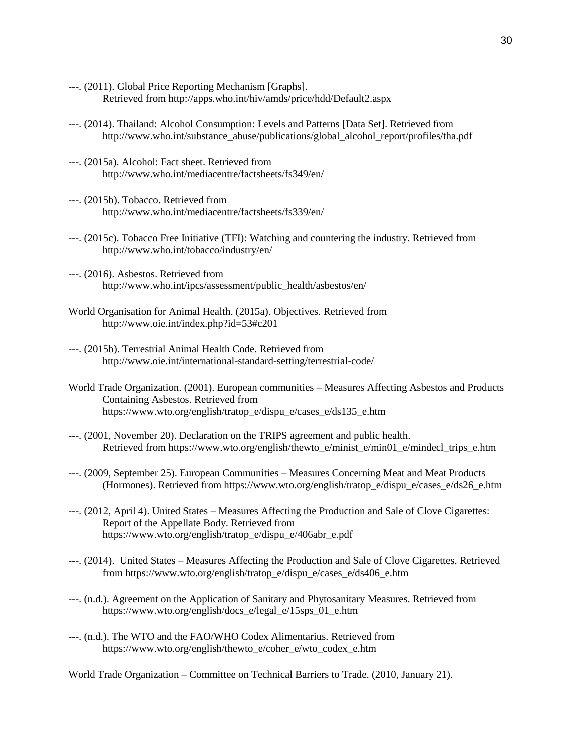---. (2011). Global Price Reporting Mechanism [Graphs]. Retrieved from http://apps.who.int/hiv/amds/price/hdd/Default2.aspx

---. (2014). Thailand: Alcohol Consumption: Levels and Patterns [Data Set]. Retrieved from http://www.who.int/substance_abuse/publications/global_alcohol_report/profiles/tha.pdf

---. (2015a). Alcohol: Fact sheet. Retrieved from http://www.who.int/mediacentre/factsheets/fs349/en/

---. (2015b). Tobacco. Retrieved from http://www.who.int/mediacentre/factsheets/fs339/en/

---. (2015c). Tobacco Free Initiative (TFI): Watching and countering the industry. Retrieved from http://www.who.int/tobacco/industry/en/

---. (2016). Asbestos. Retrieved from http://www.who.int/ipcs/assessment/public_health/asbestos/en/

World Organisation for Animal Health. (2015a). Objectives. Retrieved from http://www.oie.int/index.php?id=53#c201

---. (2015b). Terrestrial Animal Health Code. Retrieved from http://www.oie.int/international-standard-setting/terrestrial-code/

World Trade Organization. (2001). European communities – Measures Affecting Asbestos and Products Containing Asbestos. Retrieved from https://www.wto.org/english/tratop_e/dispu_e/cases_e/ds135_e.htm

---. (2001, November 20). Declaration on the TRIPS agreement and public health. Retrieved from https://www.wto.org/english/thewto_e/minist_e/min01_e/mindecl_trips_e.htm

---. (2009, September 25). European Communities – Measures Concerning Meat and Meat Products (Hormones). Retrieved from https://www.wto.org/english/tratop_e/dispu_e/cases_e/ds26_e.htm

---. (2012, April 4). United States – Measures Affecting the Production and Sale of Clove Cigarettes: Report of the Appellate Body. Retrieved from https://www.wto.org/english/tratop_e/dispu_e/406abr_e.pdf

---. (2014). United States – Measures Affecting the Production and Sale of Clove Cigarettes. Retrieved from https://www.wto.org/english/tratop_e/dispu_e/cases_e/ds406_e.htm

---. (n.d.). Agreement on the Application of Sanitary and Phytosanitary Measures. Retrieved from https://www.wto.org/english/docs_e/legal_e/15sps_01_e.htm

---. (n.d.). The WTO and the FAO/WHO Codex Alimentarius. Retrieved from https://www.wto.org/english/thewto_e/coher_e/wto_codex_e.htm

World Trade Organization – Committee on Technical Barriers to Trade. (2010, January 21).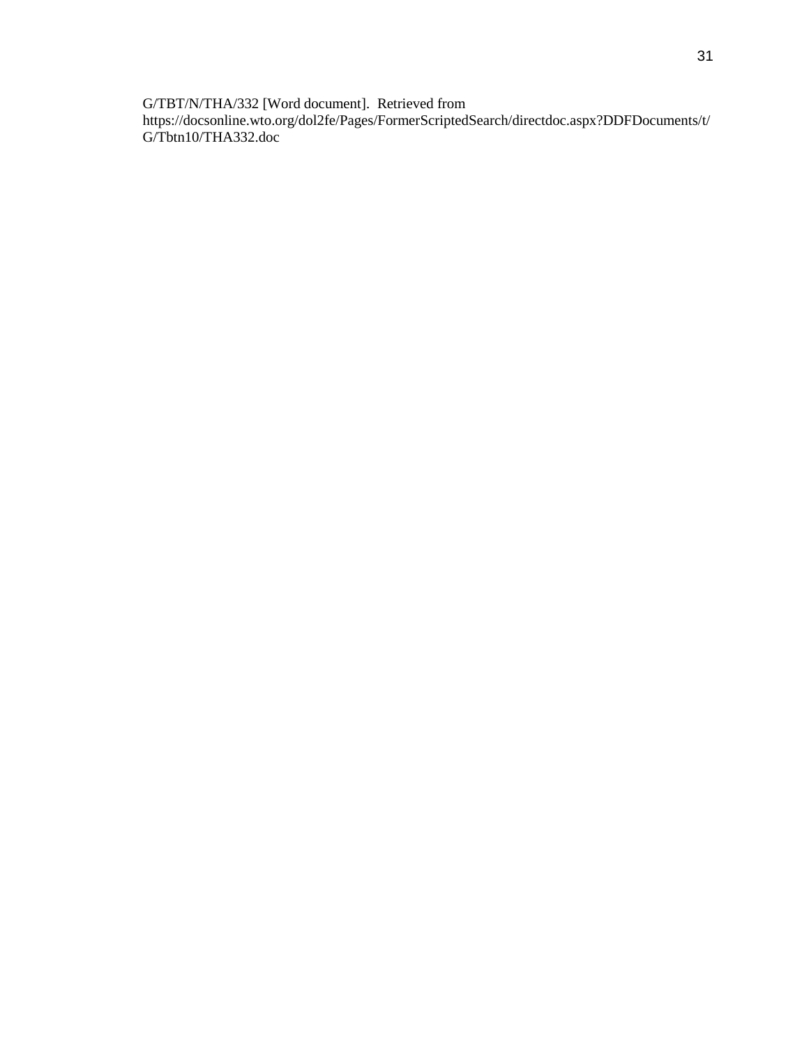G/TBT/N/THA/332 [Word document]. Retrieved from https://docsonline.wto.org/dol2fe/Pages/FormerScriptedSearch/directdoc.aspx?DDFDocuments/t/G/Tbtn10/THA332.doc